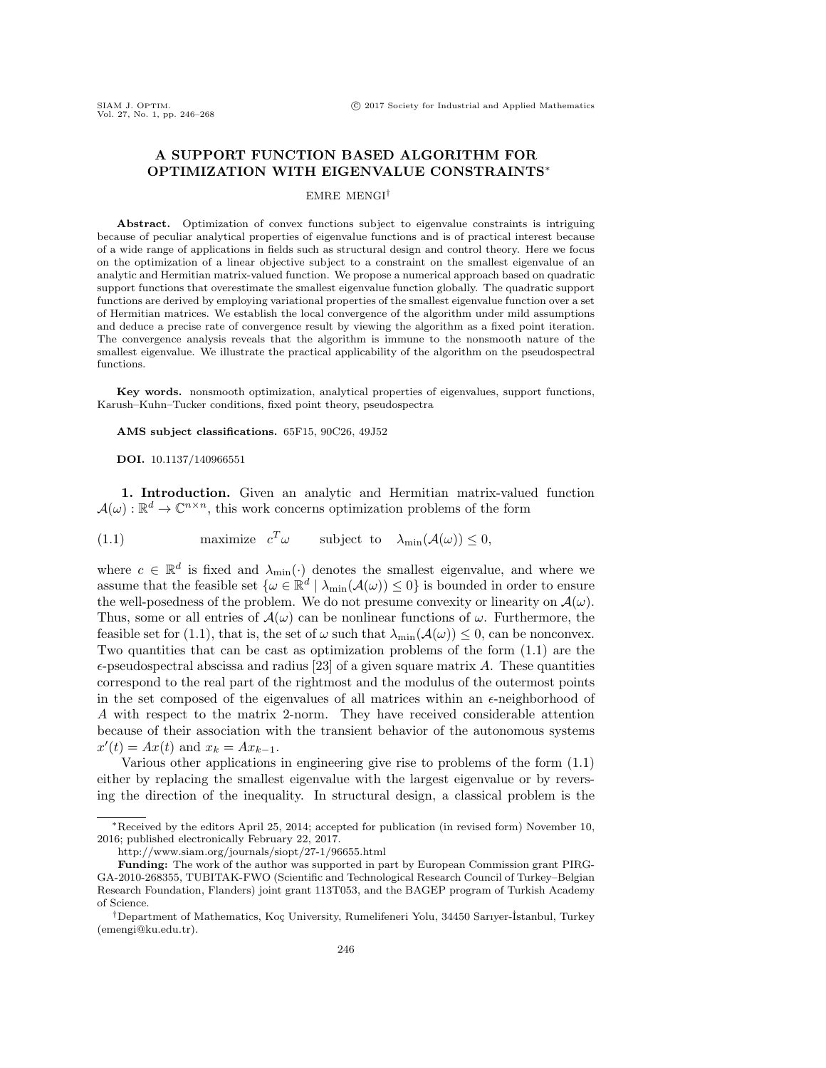# A SUPPORT FUNCTION BASED ALGORITHM FOR OPTIMIZATION WITH EIGENVALUE CONSTRAINTS*

EMRE MENGI[†]

**Abstract.** Optimization of convex functions subject to eigenvalue constraints is intriguing because of peculiar analytical properties of eigenvalue functions and is of practical interest because of a wide range of applications in fields such as structural design and control theory. Here we focus on the optimization of a linear objective subject to a constraint on the smallest eigenvalue of an analytic and Hermitian matrix-valued function. We propose a numerical approach based on quadratic support functions that overestimate the smallest eigenvalue function globally. The quadratic support functions are derived by employing variational properties of the smallest eigenvalue function over a set of Hermitian matrices. We establish the local convergence of the algorithm under mild assumptions and deduce a precise rate of convergence result by viewing the algorithm as a fixed point iteration. The convergence analysis reveals that the algorithm is immune to the nonsmooth nature of the smallest eigenvalue. We illustrate the practical applicability of the algorithm on the pseudospectral functions.

**Key words.** nonsmooth optimization, analytical properties of eigenvalues, support functions, Karush–Kuhn–Tucker conditions, fixed point theory, pseudospectra

**AMS subject classifications.** 65F15, 90C26, 49J52

**DOI.** 10.1137/140966551

## 1. Introduction.

Given an analytic and Hermitian matrix-valued function $\mathcal{A}(\omega) : \mathbb{R}^d \to \mathbb{C}^{n\times n}$, this work concerns optimization problems of the form

$$\text{maximize} \quad c^T\omega \qquad \text{subject to} \quad \lambda_{\min}(\mathcal{A}(\omega)) \leq 0, \tag{1.1}$$

where $c \in \mathbb{R}^d$ is fixed and $\lambda_{\min}(\cdot)$ denotes the smallest eigenvalue, and where we assume that the feasible set $\{\omega \in \mathbb{R}^d \mid \lambda_{\min}(\mathcal{A}(\omega)) \leq 0\}$ is bounded in order to ensure the well-posedness of the problem. We do not presume convexity or linearity on $\mathcal{A}(\omega)$. Thus, some or all entries of $\mathcal{A}(\omega)$ can be nonlinear functions of $\omega$. Furthermore, the feasible set for (1.1), that is, the set of $\omega$ such that $\lambda_{\min}(\mathcal{A}(\omega)) \leq 0$, can be nonconvex. Two quantities that can be cast as optimization problems of the form (1.1) are the $\epsilon$-pseudospectral abscissa and radius [23] of a given square matrix $A$. These quantities correspond to the real part of the rightmost and the modulus of the outermost points in the set composed of the eigenvalues of all matrices within an $\epsilon$-neighborhood of $A$ with respect to the matrix 2-norm. They have received considerable attention because of their association with the transient behavior of the autonomous systems $x'(t) = Ax(t)$ and $x_k = Ax_{k-1}$.

Various other applications in engineering give rise to problems of the form (1.1) either by replacing the smallest eigenvalue with the largest eigenvalue or by reversing the direction of the inequality. In structural design, a classical problem is the

---

*Received by the editors April 25, 2014; accepted for publication (in revised form) November 10, 2016; published electronically February 22, 2017.

http://www.siam.org/journals/siopt/27-1/96655.html

**Funding:** The work of the author was supported in part by European Commission grant PIRG-GA-2010-268355, TUBITAK-FWO (Scientific and Technological Research Council of Turkey–Belgian Research Foundation, Flanders) joint grant 113T053, and the BAGEP program of Turkish Academy of Science.

[†]Department of Mathematics, Koç University, Rumelifeneri Yolu, 34450 Sarıyer-İstanbul, Turkey (emengi@ku.edu.tr).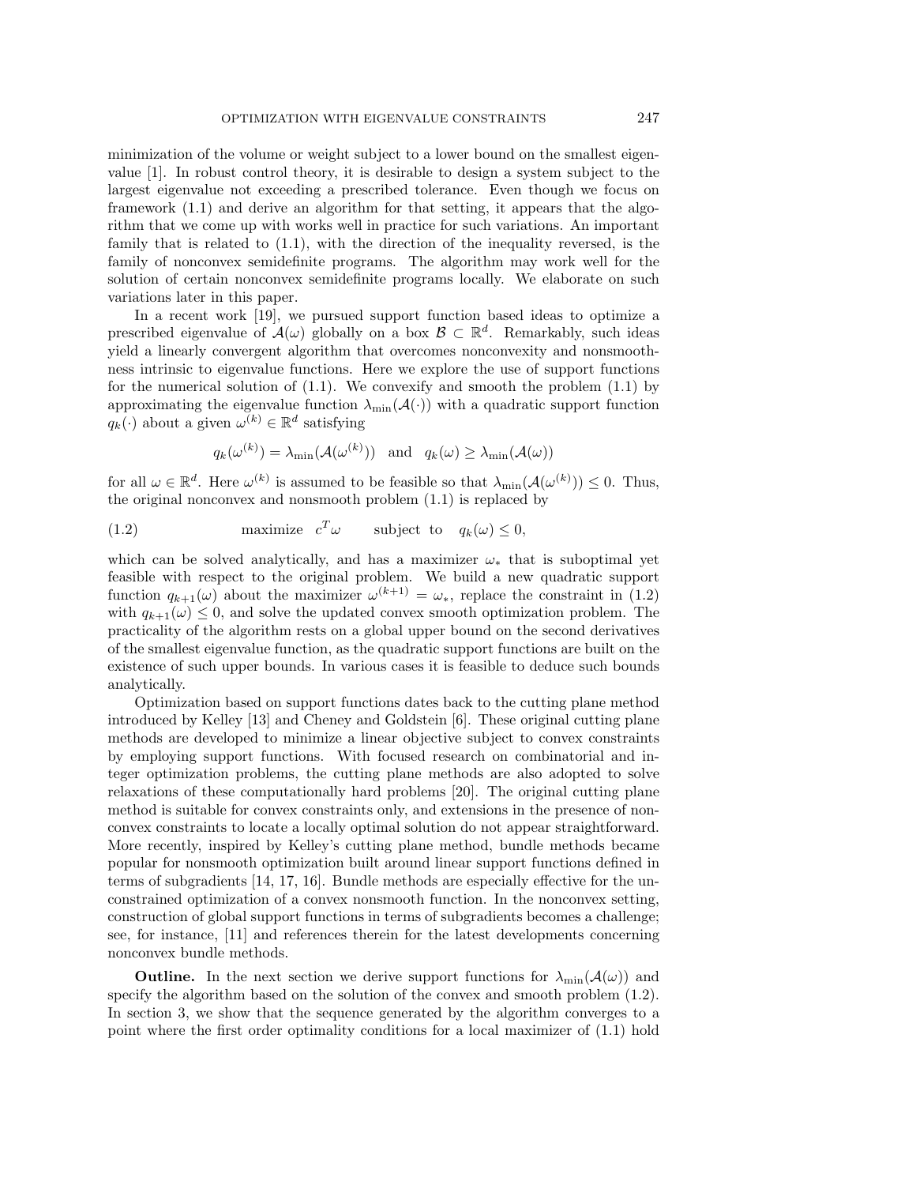minimization of the volume or weight subject to a lower bound on the smallest eigenvalue [1]. In robust control theory, it is desirable to design a system subject to the largest eigenvalue not exceeding a prescribed tolerance. Even though we focus on framework (1.1) and derive an algorithm for that setting, it appears that the algorithm that we come up with works well in practice for such variations. An important family that is related to (1.1), with the direction of the inequality reversed, is the family of nonconvex semidefinite programs. The algorithm may work well for the solution of certain nonconvex semidefinite programs locally. We elaborate on such variations later in this paper.

In a recent work [19], we pursued support function based ideas to optimize a prescribed eigenvalue of $\mathcal{A}(\omega)$ globally on a box $\mathcal{B} \subset \mathbb{R}^d$. Remarkably, such ideas yield a linearly convergent algorithm that overcomes nonconvexity and nonsmoothness intrinsic to eigenvalue functions. Here we explore the use of support functions for the numerical solution of (1.1). We convexify and smooth the problem (1.1) by approximating the eigenvalue function $\lambda_{\min}(\mathcal{A}(\cdot))$ with a quadratic support function $q_k(\cdot)$ about a given $\omega^{(k)} \in \mathbb{R}^d$ satisfying

$$q_k(\omega^{(k)}) = \lambda_{\min}(\mathcal{A}(\omega^{(k)})) \quad \text{and} \quad q_k(\omega) \geq \lambda_{\min}(\mathcal{A}(\omega))$$

for all $\omega \in \mathbb{R}^d$. Here $\omega^{(k)}$ is assumed to be feasible so that $\lambda_{\min}(\mathcal{A}(\omega^{(k)})) \leq 0$. Thus, the original nonconvex and nonsmooth problem (1.1) is replaced by

$$\text{(1.2)} \qquad \text{maximize} \quad c^T\omega \qquad \text{subject to} \quad q_k(\omega) \leq 0,$$

which can be solved analytically, and has a maximizer $\omega_*$ that is suboptimal yet feasible with respect to the original problem. We build a new quadratic support function $q_{k+1}(\omega)$ about the maximizer $\omega^{(k+1)} = \omega_*$, replace the constraint in (1.2) with $q_{k+1}(\omega) \leq 0$, and solve the updated convex smooth optimization problem. The practicality of the algorithm rests on a global upper bound on the second derivatives of the smallest eigenvalue function, as the quadratic support functions are built on the existence of such upper bounds. In various cases it is feasible to deduce such bounds analytically.

Optimization based on support functions dates back to the cutting plane method introduced by Kelley [13] and Cheney and Goldstein [6]. These original cutting plane methods are developed to minimize a linear objective subject to convex constraints by employing support functions. With focused research on combinatorial and integer optimization problems, the cutting plane methods are also adopted to solve relaxations of these computationally hard problems [20]. The original cutting plane method is suitable for convex constraints only, and extensions in the presence of nonconvex constraints to locate a locally optimal solution do not appear straightforward. More recently, inspired by Kelley's cutting plane method, bundle methods became popular for nonsmooth optimization built around linear support functions defined in terms of subgradients [14, 17, 16]. Bundle methods are especially effective for the unconstrained optimization of a convex nonsmooth function. In the nonconvex setting, construction of global support functions in terms of subgradients becomes a challenge; see, for instance, [11] and references therein for the latest developments concerning nonconvex bundle methods.

**Outline.** In the next section we derive support functions for $\lambda_{\min}(\mathcal{A}(\omega))$ and specify the algorithm based on the solution of the convex and smooth problem (1.2). In section 3, we show that the sequence generated by the algorithm converges to a point where the first order optimality conditions for a local maximizer of (1.1) hold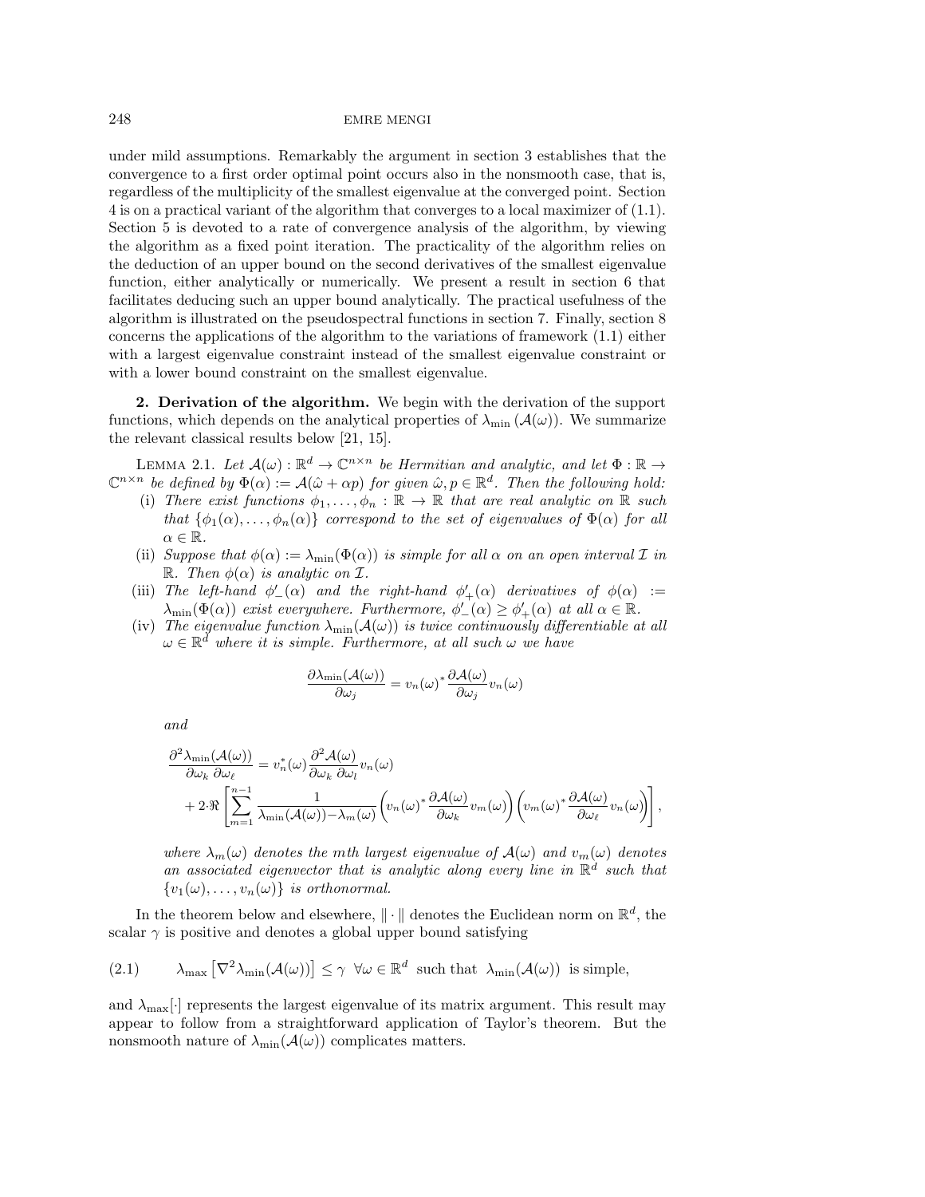under mild assumptions. Remarkably the argument in section 3 establishes that the convergence to a first order optimal point occurs also in the nonsmooth case, that is, regardless of the multiplicity of the smallest eigenvalue at the converged point. Section 4 is on a practical variant of the algorithm that converges to a local maximizer of (1.1). Section 5 is devoted to a rate of convergence analysis of the algorithm, by viewing the algorithm as a fixed point iteration. The practicality of the algorithm relies on the deduction of an upper bound on the second derivatives of the smallest eigenvalue function, either analytically or numerically. We present a result in section 6 that facilitates deducing such an upper bound analytically. The practical usefulness of the algorithm is illustrated on the pseudospectral functions in section 7. Finally, section 8 concerns the applications of the algorithm to the variations of framework (1.1) either with a largest eigenvalue constraint instead of the smallest eigenvalue constraint or with a lower bound constraint on the smallest eigenvalue.

## 2. Derivation of the algorithm.

We begin with the derivation of the support functions, which depends on the analytical properties of $\lambda_{\min}(\mathcal{A}(\omega))$. We summarize the relevant classical results below [21, 15].

LEMMA 2.1. *Let $\mathcal{A}(\omega) : \mathbb{R}^d \to \mathbb{C}^{n\times n}$ be Hermitian and analytic, and let $\Phi : \mathbb{R} \to \mathbb{C}^{n\times n}$ be defined by $\Phi(\alpha) := \mathcal{A}(\hat{\omega} + \alpha p)$ for given $\hat{\omega}, p \in \mathbb{R}^d$. Then the following hold:*

(i) *There exist functions $\phi_1, \ldots, \phi_n : \mathbb{R} \to \mathbb{R}$ that are real analytic on $\mathbb{R}$ such that $\{\phi_1(\alpha), \ldots, \phi_n(\alpha)\}$ correspond to the set of eigenvalues of $\Phi(\alpha)$ for all $\alpha \in \mathbb{R}$.*

(ii) *Suppose that $\phi(\alpha) := \lambda_{\min}(\Phi(\alpha))$ is simple for all $\alpha$ on an open interval $\mathcal{I}$ in $\mathbb{R}$. Then $\phi(\alpha)$ is analytic on $\mathcal{I}$.*

(iii) *The left-hand $\phi'_{-}(\alpha)$ and the right-hand $\phi'_{+}(\alpha)$ derivatives of $\phi(\alpha) := \lambda_{\min}(\Phi(\alpha))$ exist everywhere. Furthermore, $\phi'_{-}(\alpha) \geq \phi'_{+}(\alpha)$ at all $\alpha \in \mathbb{R}$.*

(iv) *The eigenvalue function $\lambda_{\min}(\mathcal{A}(\omega))$ is twice continuously differentiable at all $\omega \in \mathbb{R}^d$ where it is simple. Furthermore, at all such $\omega$ we have*

$$\frac{\partial \lambda_{\min}(\mathcal{A}(\omega))}{\partial \omega_j} = v_n(\omega)^* \frac{\partial \mathcal{A}(\omega)}{\partial \omega_j} v_n(\omega)$$

*and*

$$\begin{aligned}\frac{\partial^2 \lambda_{\min}(\mathcal{A}(\omega))}{\partial \omega_k\, \partial \omega_\ell} &= v_n^*(\omega) \frac{\partial^2 \mathcal{A}(\omega)}{\partial \omega_k\, \partial \omega_l} v_n(\omega) \\ &\quad + 2 \cdot \Re \left[ \sum_{m=1}^{n-1} \frac{1}{\lambda_{\min}(\mathcal{A}(\omega)) - \lambda_m(\omega)} \left( v_n(\omega)^* \frac{\partial \mathcal{A}(\omega)}{\partial \omega_k} v_m(\omega) \right) \left( v_m(\omega)^* \frac{\partial \mathcal{A}(\omega)}{\partial \omega_\ell} v_n(\omega) \right) \right],\end{aligned}$$

*where $\lambda_m(\omega)$ denotes the mth largest eigenvalue of $\mathcal{A}(\omega)$ and $v_m(\omega)$ denotes an associated eigenvector that is analytic along every line in $\mathbb{R}^d$ such that $\{v_1(\omega), \ldots, v_n(\omega)\}$ is orthonormal.*

In the theorem below and elsewhere, $\|\cdot\|$ denotes the Euclidean norm on $\mathbb{R}^d$, the scalar $\gamma$ is positive and denotes a global upper bound satisfying

$$\lambda_{\max}\left[\nabla^2 \lambda_{\min}(\mathcal{A}(\omega))\right] \leq \gamma \quad \forall \omega \in \mathbb{R}^d \text{ such that } \lambda_{\min}(\mathcal{A}(\omega)) \text{ is simple,} \tag{2.1}$$

and $\lambda_{\max}[\cdot]$ represents the largest eigenvalue of its matrix argument. This result may appear to follow from a straightforward application of Taylor's theorem. But the nonsmooth nature of $\lambda_{\min}(\mathcal{A}(\omega))$ complicates matters.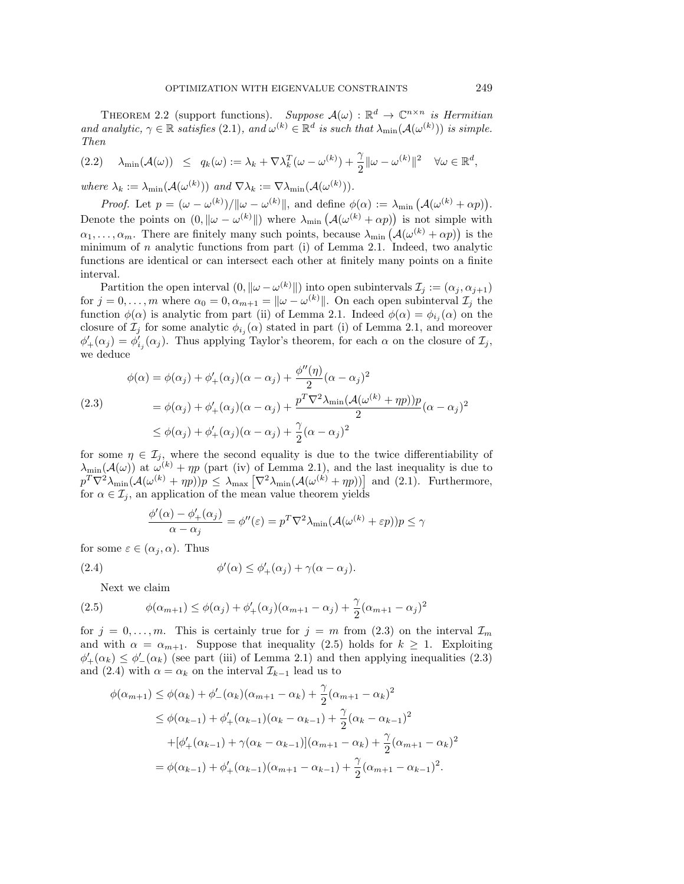THEOREM 2.2 (support functions). *Suppose $\mathcal{A}(\omega) : \mathbb{R}^d \to \mathbb{C}^{n\times n}$ is Hermitian and analytic, $\gamma \in \mathbb{R}$ satisfies* (2.1)*, and $\omega^{(k)} \in \mathbb{R}^d$ is such that $\lambda_{\min}(\mathcal{A}(\omega^{(k)}))$ is simple. Then*

$$
(2.2) \quad \lambda_{\min}(\mathcal{A}(\omega)) \;\leq\; q_k(\omega) := \lambda_k + \nabla\lambda_k^T(\omega - \omega^{(k)}) + \frac{\gamma}{2}\|\omega - \omega^{(k)}\|^2 \quad \forall \omega \in \mathbb{R}^d,
$$

*where $\lambda_k := \lambda_{\min}(\mathcal{A}(\omega^{(k)}))$ and $\nabla\lambda_k := \nabla\lambda_{\min}(\mathcal{A}(\omega^{(k)}))$.*

*Proof.* Let $p = (\omega - \omega^{(k)})/\|\omega - \omega^{(k)}\|$, and define $\phi(\alpha) := \lambda_{\min}\left(\mathcal{A}(\omega^{(k)} + \alpha p)\right)$. Denote the points on $(0, \|\omega - \omega^{(k)}\|)$ where $\lambda_{\min}\left(\mathcal{A}(\omega^{(k)} + \alpha p)\right)$ is not simple with $\alpha_1, \dots, \alpha_m$. There are finitely many such points, because $\lambda_{\min}\left(\mathcal{A}(\omega^{(k)} + \alpha p)\right)$ is the minimum of $n$ analytic functions from part (i) of Lemma 2.1. Indeed, two analytic functions are identical or can intersect each other at finitely many points on a finite interval.

Partition the open interval $(0, \|\omega - \omega^{(k)}\|)$ into open subintervals $\mathcal{I}_j := (\alpha_j, \alpha_{j+1})$ for $j = 0, \dots, m$ where $\alpha_0 = 0, \alpha_{m+1} = \|\omega - \omega^{(k)}\|$. On each open subinterval $\mathcal{I}_j$ the function $\phi(\alpha)$ is analytic from part (ii) of Lemma 2.1. Indeed $\phi(\alpha) = \phi_{i_j}(\alpha)$ on the closure of $\mathcal{I}_j$ for some analytic $\phi_{i_j}(\alpha)$ stated in part (i) of Lemma 2.1, and moreover $\phi'_+(\alpha_j) = \phi'_{i_j}(\alpha_j)$. Thus applying Taylor's theorem, for each $\alpha$ on the closure of $\mathcal{I}_j$, we deduce

$$
(2.3) \quad
\begin{aligned}
\phi(\alpha) &= \phi(\alpha_j) + \phi'_+(\alpha_j)(\alpha - \alpha_j) + \frac{\phi''(\eta)}{2}(\alpha - \alpha_j)^2 \\
&= \phi(\alpha_j) + \phi'_+(\alpha_j)(\alpha - \alpha_j) + \frac{p^T\nabla^2\lambda_{\min}(\mathcal{A}(\omega^{(k)} + \eta p))p}{2}(\alpha - \alpha_j)^2 \\
&\leq \phi(\alpha_j) + \phi'_+(\alpha_j)(\alpha - \alpha_j) + \frac{\gamma}{2}(\alpha - \alpha_j)^2
\end{aligned}
$$

for some $\eta \in \mathcal{I}_j$, where the second equality is due to the twice differentiability of $\lambda_{\min}(\mathcal{A}(\omega))$ at $\omega^{(k)} + \eta p$ (part (iv) of Lemma 2.1), and the last inequality is due to $p^T\nabla^2\lambda_{\min}(\mathcal{A}(\omega^{(k)} + \eta p))p \leq \lambda_{\max}\left[\nabla^2\lambda_{\min}(\mathcal{A}(\omega^{(k)} + \eta p))\right]$ and (2.1). Furthermore, for $\alpha \in \mathcal{I}_j$, an application of the mean value theorem yields

$$
\frac{\phi'(\alpha) - \phi'_+(\alpha_j)}{\alpha - \alpha_j} = \phi''(\varepsilon) = p^T\nabla^2\lambda_{\min}(\mathcal{A}(\omega^{(k)} + \varepsilon p))p \leq \gamma
$$

for some $\varepsilon \in (\alpha_j, \alpha)$. Thus

$$
(2.4) \quad \phi'(\alpha) \leq \phi'_+(\alpha_j) + \gamma(\alpha - \alpha_j).
$$

Next we claim

$$
(2.5) \quad \phi(\alpha_{m+1}) \leq \phi(\alpha_j) + \phi'_+(\alpha_j)(\alpha_{m+1} - \alpha_j) + \frac{\gamma}{2}(\alpha_{m+1} - \alpha_j)^2
$$

for $j = 0, \dots, m$. This is certainly true for $j = m$ from (2.3) on the interval $\mathcal{I}_m$ and with $\alpha = \alpha_{m+1}$. Suppose that inequality (2.5) holds for $k \geq 1$. Exploiting $\phi'_+(\alpha_k) \leq \phi'_-(\alpha_k)$ (see part (iii) of Lemma 2.1) and then applying inequalities (2.3) and (2.4) with $\alpha = \alpha_k$ on the interval $\mathcal{I}_{k-1}$ lead us to

$$
\begin{aligned}
\phi(\alpha_{m+1}) &\leq \phi(\alpha_k) + \phi'_-(\alpha_k)(\alpha_{m+1} - \alpha_k) + \frac{\gamma}{2}(\alpha_{m+1} - \alpha_k)^2 \\
&\leq \phi(\alpha_{k-1}) + \phi'_+(\alpha_{k-1})(\alpha_k - \alpha_{k-1}) + \frac{\gamma}{2}(\alpha_k - \alpha_{k-1})^2 \\
&\quad + [\phi'_+(\alpha_{k-1}) + \gamma(\alpha_k - \alpha_{k-1})](\alpha_{m+1} - \alpha_k) + \frac{\gamma}{2}(\alpha_{m+1} - \alpha_k)^2 \\
&= \phi(\alpha_{k-1}) + \phi'_+(\alpha_{k-1})(\alpha_{m+1} - \alpha_{k-1}) + \frac{\gamma}{2}(\alpha_{m+1} - \alpha_{k-1})^2.
\end{aligned}
$$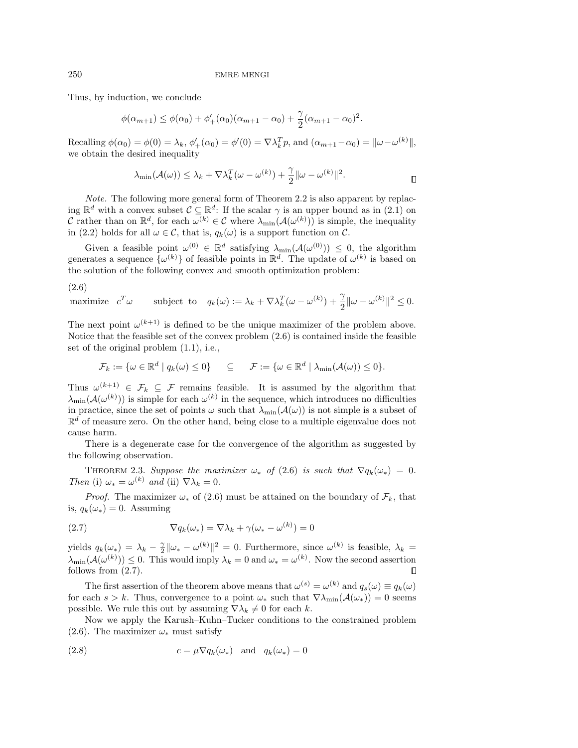Thus, by induction, we conclude

$$\phi(\alpha_{m+1}) \leq \phi(\alpha_0) + \phi'_+(\alpha_0)(\alpha_{m+1} - \alpha_0) + \frac{\gamma}{2}(\alpha_{m+1} - \alpha_0)^2.$$

Recalling $\phi(\alpha_0) = \phi(0) = \lambda_k$, $\phi'_+(\alpha_0) = \phi'(0) = \nabla\lambda_k^T p$, and $(\alpha_{m+1} - \alpha_0) = \|\omega - \omega^{(k)}\|$, we obtain the desired inequality

$$\lambda_{\min}(\mathcal{A}(\omega)) \leq \lambda_k + \nabla\lambda_k^T(\omega - \omega^{(k)}) + \frac{\gamma}{2}\|\omega - \omega^{(k)}\|^2. \qquad \square$$

*Note.* The following more general form of Theorem 2.2 is also apparent by replacing $\mathbb{R}^d$ with a convex subset $\mathcal{C} \subseteq \mathbb{R}^d$: If the scalar $\gamma$ is an upper bound as in (2.1) on $\mathcal{C}$ rather than on $\mathbb{R}^d$, for each $\omega^{(k)} \in \mathcal{C}$ where $\lambda_{\min}(\mathcal{A}(\omega^{(k)}))$ is simple, the inequality in (2.2) holds for all $\omega \in \mathcal{C}$, that is, $q_k(\omega)$ is a support function on $\mathcal{C}$.

Given a feasible point $\omega^{(0)} \in \mathbb{R}^d$ satisfying $\lambda_{\min}(\mathcal{A}(\omega^{(0)})) \leq 0$, the algorithm generates a sequence $\{\omega^{(k)}\}$ of feasible points in $\mathbb{R}^d$. The update of $\omega^{(k)}$ is based on the solution of the following convex and smooth optimization problem:

$$\text{maximize} \quad c^T\omega \qquad \text{subject to} \quad q_k(\omega) := \lambda_k + \nabla\lambda_k^T(\omega - \omega^{(k)}) + \frac{\gamma}{2}\|\omega - \omega^{(k)}\|^2 \leq 0. \tag{2.6}$$

The next point $\omega^{(k+1)}$ is defined to be the unique maximizer of the problem above. Notice that the feasible set of the convex problem (2.6) is contained inside the feasible set of the original problem (1.1), i.e.,

$$\mathcal{F}_k := \{\omega \in \mathbb{R}^d \mid q_k(\omega) \leq 0\} \quad \subseteq \quad \mathcal{F} := \{\omega \in \mathbb{R}^d \mid \lambda_{\min}(\mathcal{A}(\omega)) \leq 0\}.$$

Thus $\omega^{(k+1)} \in \mathcal{F}_k \subseteq \mathcal{F}$ remains feasible. It is assumed by the algorithm that $\lambda_{\min}(\mathcal{A}(\omega^{(k)}))$ is simple for each $\omega^{(k)}$ in the sequence, which introduces no difficulties in practice, since the set of points $\omega$ such that $\lambda_{\min}(\mathcal{A}(\omega))$ is not simple is a subset of $\mathbb{R}^d$ of measure zero. On the other hand, being close to a multiple eigenvalue does not cause harm.

There is a degenerate case for the convergence of the algorithm as suggested by the following observation.

THEOREM 2.3. *Suppose the maximizer $\omega_*$ of (2.6) is such that $\nabla q_k(\omega_*) = 0$. Then* (i) $\omega_* = \omega^{(k)}$ *and* (ii) $\nabla\lambda_k = 0$.

*Proof.* The maximizer $\omega_*$ of (2.6) must be attained on the boundary of $\mathcal{F}_k$, that is, $q_k(\omega_*) = 0$. Assuming

$$\nabla q_k(\omega_*) = \nabla\lambda_k + \gamma(\omega_* - \omega^{(k)}) = 0 \tag{2.7}$$

yields $q_k(\omega_*) = \lambda_k - \frac{\gamma}{2}\|\omega_* - \omega^{(k)}\|^2 = 0$. Furthermore, since $\omega^{(k)}$ is feasible, $\lambda_k = \lambda_{\min}(\mathcal{A}(\omega^{(k)})) \leq 0$. This would imply $\lambda_k = 0$ and $\omega_* = \omega^{(k)}$. Now the second assertion follows from (2.7). $\square$

The first assertion of the theorem above means that $\omega^{(s)} = \omega^{(k)}$ and $q_s(\omega) \equiv q_k(\omega)$ for each $s > k$. Thus, convergence to a point $\omega_*$ such that $\nabla\lambda_{\min}(\mathcal{A}(\omega_*)) = 0$ seems possible. We rule this out by assuming $\nabla\lambda_k \neq 0$ for each $k$.

Now we apply the Karush–Kuhn–Tucker conditions to the constrained problem (2.6). The maximizer $\omega_*$ must satisfy

$$c = \mu\nabla q_k(\omega_*) \quad \text{and} \quad q_k(\omega_*) = 0 \tag{2.8}$$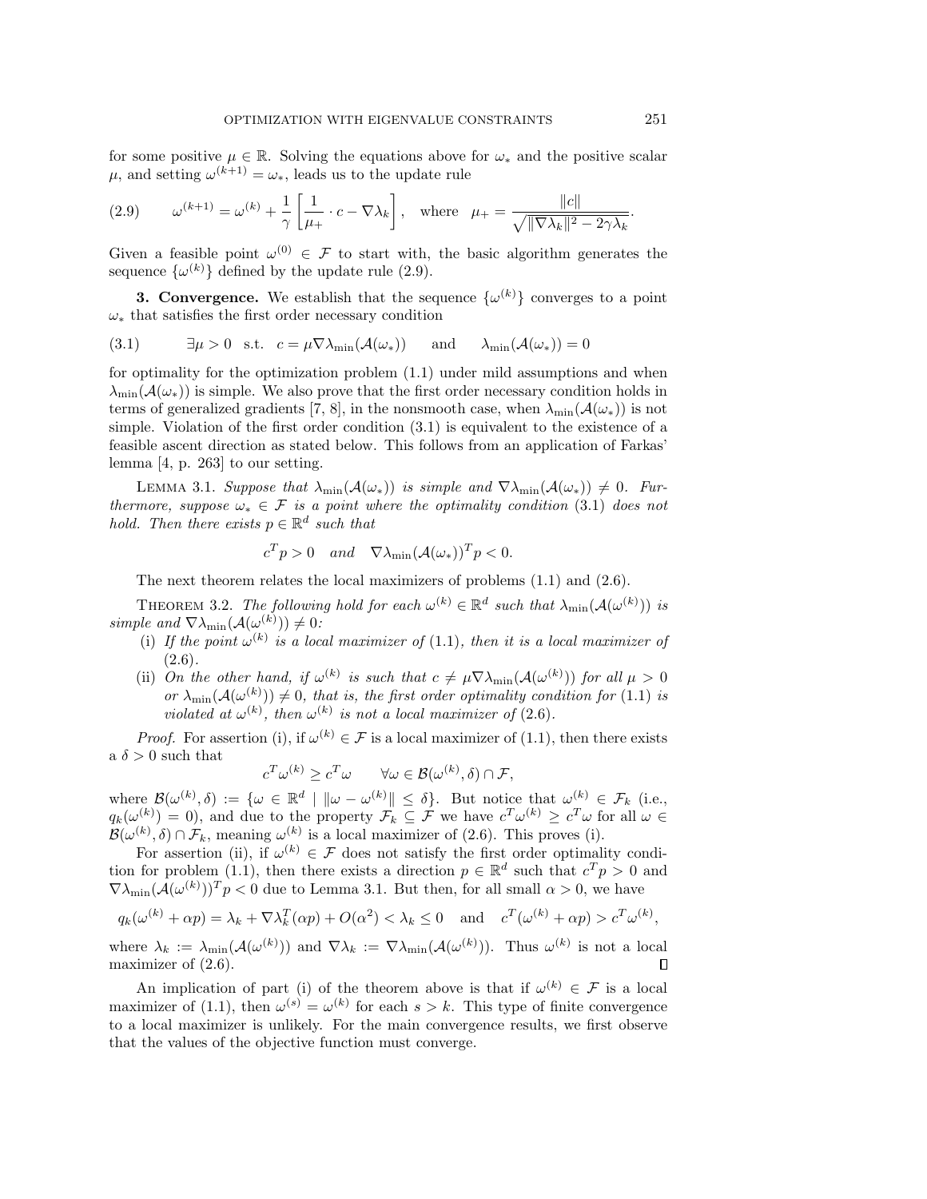for some positive $\mu \in \mathbb{R}$. Solving the equations above for $\omega_*$ and the positive scalar $\mu$, and setting $\omega^{(k+1)} = \omega_*$, leads us to the update rule

$$
\omega^{(k+1)} = \omega^{(k)} + \frac{1}{\gamma}\left[\frac{1}{\mu_+}\cdot c - \nabla\lambda_k\right], \quad \text{where} \quad \mu_+ = \frac{\|c\|}{\sqrt{\|\nabla\lambda_k\|^2 - 2\gamma\lambda_k}}. \tag{2.9}
$$

Given a feasible point $\omega^{(0)} \in \mathcal{F}$ to start with, the basic algorithm generates the sequence $\{\omega^{(k)}\}$ defined by the update rule (2.9).

**3. Convergence.** We establish that the sequence $\{\omega^{(k)}\}$ converges to a point $\omega_*$ that satisfies the first order necessary condition

$$
\exists \mu > 0 \ \text{ s.t. } \ c = \mu \nabla\lambda_{\min}(\mathcal{A}(\omega_*)) \qquad \text{and} \qquad \lambda_{\min}(\mathcal{A}(\omega_*)) = 0 \tag{3.1}
$$

for optimality for the optimization problem (1.1) under mild assumptions and when $\lambda_{\min}(\mathcal{A}(\omega_*))$ is simple. We also prove that the first order necessary condition holds in terms of generalized gradients [7, 8], in the nonsmooth case, when $\lambda_{\min}(\mathcal{A}(\omega_*))$ is not simple. Violation of the first order condition (3.1) is equivalent to the existence of a feasible ascent direction as stated below. This follows from an application of Farkas' lemma [4, p. 263] to our setting.

LEMMA 3.1. *Suppose that $\lambda_{\min}(\mathcal{A}(\omega_*))$ is simple and $\nabla\lambda_{\min}(\mathcal{A}(\omega_*)) \neq 0$. Furthermore, suppose $\omega_* \in \mathcal{F}$ is a point where the optimality condition* (3.1) *does not hold. Then there exists $p \in \mathbb{R}^d$ such that*

$$
c^T p > 0 \quad \textit{and} \quad \nabla\lambda_{\min}(\mathcal{A}(\omega_*))^T p < 0.
$$

The next theorem relates the local maximizers of problems (1.1) and (2.6).

THEOREM 3.2. *The following hold for each $\omega^{(k)} \in \mathbb{R}^d$ such that $\lambda_{\min}(\mathcal{A}(\omega^{(k)}))$ is simple and $\nabla\lambda_{\min}(\mathcal{A}(\omega^{(k)})) \neq 0$:*

- (i) *If the point $\omega^{(k)}$ is a local maximizer of* (1.1)*, then it is a local maximizer of* (2.6)*.*
- (ii) *On the other hand, if $\omega^{(k)}$ is such that $c \neq \mu\nabla\lambda_{\min}(\mathcal{A}(\omega^{(k)}))$ for all $\mu > 0$ or $\lambda_{\min}(\mathcal{A}(\omega^{(k)})) \neq 0$, that is, the first order optimality condition for* (1.1) *is violated at $\omega^{(k)}$, then $\omega^{(k)}$ is not a local maximizer of* (2.6)*.*

*Proof.* For assertion (i), if $\omega^{(k)} \in \mathcal{F}$ is a local maximizer of (1.1), then there exists a $\delta > 0$ such that

$$
c^T\omega^{(k)} \geq c^T\omega \qquad \forall \omega \in \mathcal{B}(\omega^{(k)}, \delta) \cap \mathcal{F},
$$

where $\mathcal{B}(\omega^{(k)}, \delta) := \{\omega \in \mathbb{R}^d \mid \|\omega - \omega^{(k)}\| \leq \delta\}$. But notice that $\omega^{(k)} \in \mathcal{F}_k$ (i.e., $q_k(\omega^{(k)}) = 0$), and due to the property $\mathcal{F}_k \subseteq \mathcal{F}$ we have $c^T\omega^{(k)} \geq c^T\omega$ for all $\omega \in \mathcal{B}(\omega^{(k)}, \delta) \cap \mathcal{F}_k$, meaning $\omega^{(k)}$ is a local maximizer of (2.6). This proves (i).

For assertion (ii), if $\omega^{(k)} \in \mathcal{F}$ does not satisfy the first order optimality condition for problem (1.1), then there exists a direction $p \in \mathbb{R}^d$ such that $c^T p > 0$ and $\nabla\lambda_{\min}(\mathcal{A}(\omega^{(k)}))^T p < 0$ due to Lemma 3.1. But then, for all small $\alpha > 0$, we have

$$
q_k(\omega^{(k)} + \alpha p) = \lambda_k + \nabla\lambda_k^T(\alpha p) + O(\alpha^2) < \lambda_k \leq 0 \quad \text{and} \quad c^T(\omega^{(k)} + \alpha p) > c^T\omega^{(k)},
$$

where $\lambda_k := \lambda_{\min}(\mathcal{A}(\omega^{(k)}))$ and $\nabla\lambda_k := \nabla\lambda_{\min}(\mathcal{A}(\omega^{(k)}))$. Thus $\omega^{(k)}$ is not a local maximizer of (2.6). $\square$

An implication of part (i) of the theorem above is that if $\omega^{(k)} \in \mathcal{F}$ is a local maximizer of (1.1), then $\omega^{(s)} = \omega^{(k)}$ for each $s > k$. This type of finite convergence to a local maximizer is unlikely. For the main convergence results, we first observe that the values of the objective function must converge.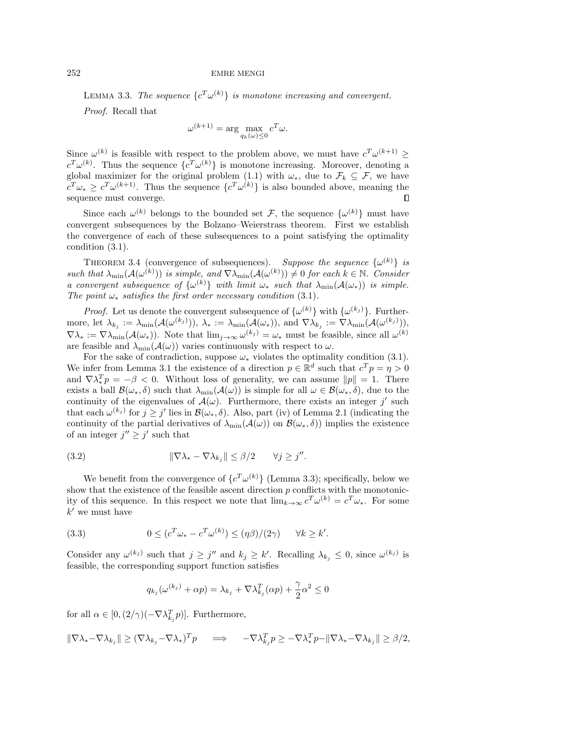LEMMA 3.3. *The sequence* $\{c^T\omega^{(k)}\}$ *is monotone increasing and convergent.*

*Proof.* Recall that

$$\omega^{(k+1)} = \arg\max_{q_k(\omega)\leq 0} c^T\omega.$$

Since $\omega^{(k)}$ is feasible with respect to the problem above, we must have $c^T\omega^{(k+1)} \geq c^T\omega^{(k)}$. Thus the sequence $\{c^T\omega^{(k)}\}$ is monotone increasing. Moreover, denoting a global maximizer for the original problem (1.1) with $\omega_*$, due to $\mathcal{F}_k \subseteq \mathcal{F}$, we have $c^T\omega_* \geq c^T\omega^{(k+1)}$. Thus the sequence $\{c^T\omega^{(k)}\}$ is also bounded above, meaning the sequence must converge. $\square$

Since each $\omega^{(k)}$ belongs to the bounded set $\mathcal{F}$, the sequence $\{\omega^{(k)}\}$ must have convergent subsequences by the Bolzano–Weierstrass theorem. First we establish the convergence of each of these subsequences to a point satisfying the optimality condition (3.1).

THEOREM 3.4 (convergence of subsequences). *Suppose the sequence* $\{\omega^{(k)}\}$ *is such that* $\lambda_{\min}(\mathcal{A}(\omega^{(k)}))$ *is simple, and* $\nabla\lambda_{\min}(\mathcal{A}(\omega^{(k)})) \neq 0$ *for each* $k \in \mathbb{N}$. *Consider a convergent subsequence of* $\{\omega^{(k)}\}$ *with limit* $\omega_*$ *such that* $\lambda_{\min}(\mathcal{A}(\omega_*))$ *is simple. The point* $\omega_*$ *satisfies the first order necessary condition* (3.1).

*Proof.* Let us denote the convergent subsequence of $\{\omega^{(k)}\}$ with $\{\omega^{(k_j)}\}$. Furthermore, let $\lambda_{k_j} := \lambda_{\min}(\mathcal{A}(\omega^{(k_j)}))$, $\lambda_* := \lambda_{\min}(\mathcal{A}(\omega_*))$, and $\nabla\lambda_{k_j} := \nabla\lambda_{\min}(\mathcal{A}(\omega^{(k_j)}))$, $\nabla\lambda_* := \nabla\lambda_{\min}(\mathcal{A}(\omega_*))$. Note that $\lim_{j\to\infty}\omega^{(k_j)} = \omega_*$ must be feasible, since all $\omega^{(k)}$ are feasible and $\lambda_{\min}(\mathcal{A}(\omega))$ varies continuously with respect to $\omega$.

For the sake of contradiction, suppose $\omega_*$ violates the optimality condition (3.1). We infer from Lemma 3.1 the existence of a direction $p \in \mathbb{R}^d$ such that $c^Tp = \eta > 0$ and $\nabla\lambda_*^T p = -\beta < 0$. Without loss of generality, we can assume $\|p\| = 1$. There exists a ball $\mathcal{B}(\omega_*, \delta)$ such that $\lambda_{\min}(\mathcal{A}(\omega))$ is simple for all $\omega \in \mathcal{B}(\omega_*, \delta)$, due to the continuity of the eigenvalues of $\mathcal{A}(\omega)$. Furthermore, there exists an integer $j'$ such that each $\omega^{(k_j)}$ for $j \geq j'$ lies in $\mathcal{B}(\omega_*, \delta)$. Also, part (iv) of Lemma 2.1 (indicating the continuity of the partial derivatives of $\lambda_{\min}(\mathcal{A}(\omega))$ on $\mathcal{B}(\omega_*, \delta)$) implies the existence of an integer $j'' \geq j'$ such that

$$\|\nabla\lambda_* - \nabla\lambda_{k_j}\| \leq \beta/2 \qquad \forall j \geq j''. \tag{3.2}$$

We benefit from the convergence of $\{c^T\omega^{(k)}\}$ (Lemma 3.3); specifically, below we show that the existence of the feasible ascent direction $p$ conflicts with the monotonicity of this sequence. In this respect we note that $\lim_{k\to\infty} c^T\omega^{(k)} = c^T\omega_*$. For some $k'$ we must have

$$0 \leq (c^T\omega_* - c^T\omega^{(k)}) \leq (\eta\beta)/(2\gamma) \qquad \forall k \geq k'. \tag{3.3}$$

Consider any $\omega^{(k_j)}$ such that $j \geq j''$ and $k_j \geq k'$. Recalling $\lambda_{k_j} \leq 0$, since $\omega^{(k_j)}$ is feasible, the corresponding support function satisfies

$$q_{k_j}(\omega^{(k_j)} + \alpha p) = \lambda_{k_j} + \nabla\lambda_{k_j}^T(\alpha p) + \frac{\gamma}{2}\alpha^2 \leq 0$$

for all $\alpha \in [0, (2/\gamma)(-\nabla\lambda_{k_j}^T p)]$. Furthermore,

$$\|\nabla\lambda_* - \nabla\lambda_{k_j}\| \geq (\nabla\lambda_{k_j} - \nabla\lambda_*)^T p \quad \Longrightarrow \quad -\nabla\lambda_{k_j}^T p \geq -\nabla\lambda_*^T p - \|\nabla\lambda_* - \nabla\lambda_{k_j}\| \geq \beta/2,$$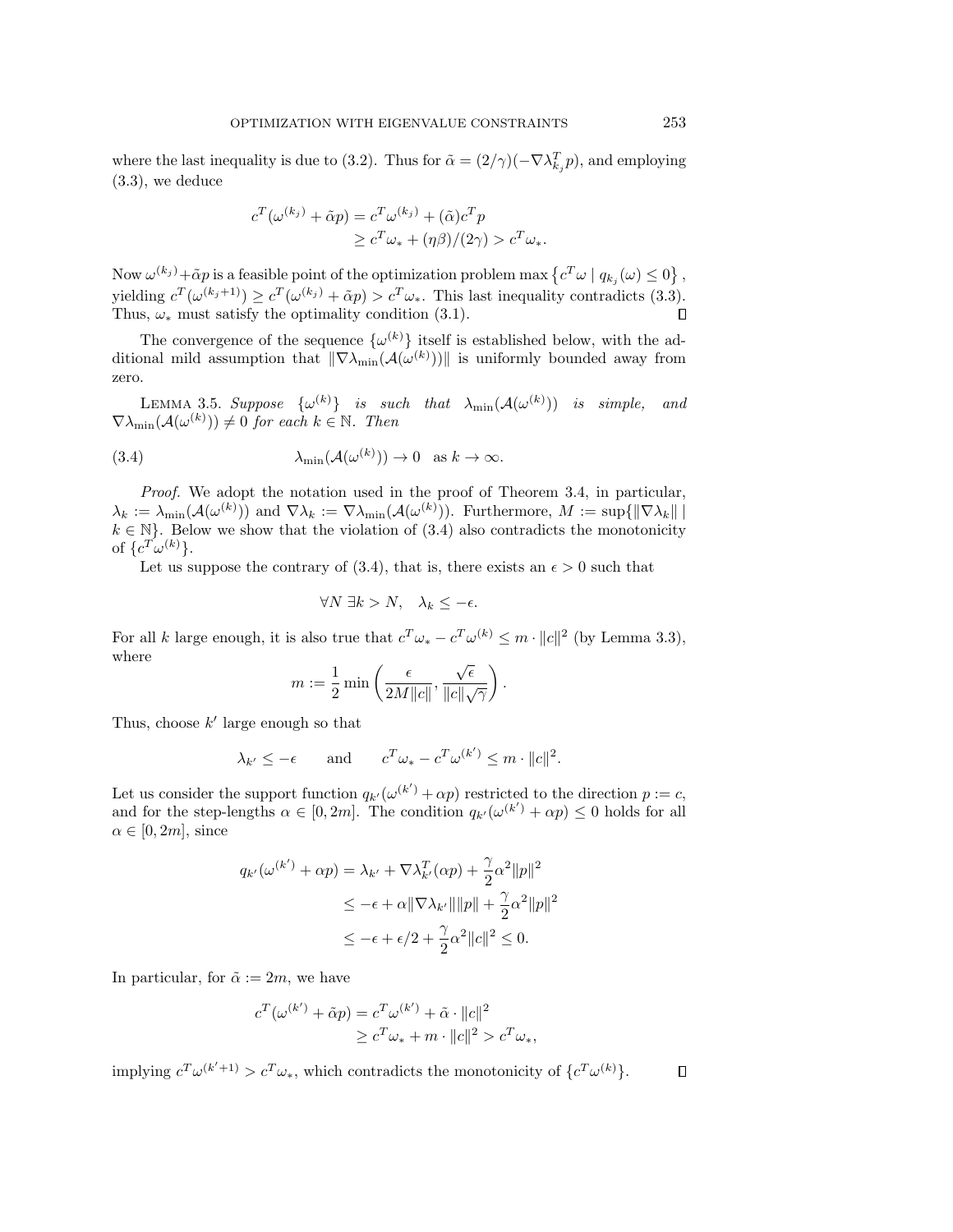where the last inequality is due to (3.2). Thus for $\tilde{\alpha} = (2/\gamma)(-\nabla\lambda_{k_j}^T p)$, and employing (3.3), we deduce

$$
\begin{aligned}
c^T(\omega^{(k_j)} + \tilde{\alpha}p) &= c^T\omega^{(k_j)} + (\tilde{\alpha})c^T p \\
&\geq c^T\omega_* + (\eta\beta)/(2\gamma) > c^T\omega_*.
\end{aligned}
$$

Now $\omega^{(k_j)} + \tilde{\alpha}p$ is a feasible point of the optimization problem $\max\left\{c^T\omega \mid q_{k_j}(\omega) \leq 0\right\}$, yielding $c^T(\omega^{(k_j+1)}) \geq c^T(\omega^{(k_j)} + \tilde{\alpha}p) > c^T\omega_*$. This last inequality contradicts (3.3). Thus, $\omega_*$ must satisfy the optimality condition (3.1). $\square$

The convergence of the sequence $\{\omega^{(k)}\}$ itself is established below, with the additional mild assumption that $\|\nabla\lambda_{\min}(\mathcal{A}(\omega^{(k)}))\|$ is uniformly bounded away from zero.

Lemma 3.5. *Suppose $\{\omega^{(k)}\}$ is such that $\lambda_{\min}(\mathcal{A}(\omega^{(k)}))$ is simple, and $\nabla\lambda_{\min}(\mathcal{A}(\omega^{(k)})) \neq 0$ for each $k \in \mathbb{N}$. Then*

$$
\lambda_{\min}(\mathcal{A}(\omega^{(k)})) \to 0 \quad \text{as } k \to \infty. \tag{3.4}
$$

*Proof.* We adopt the notation used in the proof of Theorem 3.4, in particular, $\lambda_k := \lambda_{\min}(\mathcal{A}(\omega^{(k)}))$ and $\nabla\lambda_k := \nabla\lambda_{\min}(\mathcal{A}(\omega^{(k)}))$. Furthermore, $M := \sup\{\|\nabla\lambda_k\| \mid k \in \mathbb{N}\}$. Below we show that the violation of (3.4) also contradicts the monotonicity of $\{c^T\omega^{(k)}\}$.

Let us suppose the contrary of (3.4), that is, there exists an $\epsilon > 0$ such that

$$
\forall N \ \exists k > N, \quad \lambda_k \leq -\epsilon.
$$

For all $k$ large enough, it is also true that $c^T\omega_* - c^T\omega^{(k)} \leq m \cdot \|c\|^2$ (by Lemma 3.3), where

$$
m := \frac{1}{2}\min\left(\frac{\epsilon}{2M\|c\|}, \frac{\sqrt{\epsilon}}{\|c\|\sqrt{\gamma}}\right).
$$

Thus, choose $k'$ large enough so that

$$
\lambda_{k'} \leq -\epsilon \qquad \text{and} \qquad c^T\omega_* - c^T\omega^{(k')} \leq m \cdot \|c\|^2.
$$

Let us consider the support function $q_{k'}(\omega^{(k')} + \alpha p)$ restricted to the direction $p := c$, and for the step-lengths $\alpha \in [0, 2m]$. The condition $q_{k'}(\omega^{(k')} + \alpha p) \leq 0$ holds for all $\alpha \in [0, 2m]$, since

$$
\begin{aligned}
q_{k'}(\omega^{(k')} + \alpha p) &= \lambda_{k'} + \nabla\lambda_{k'}^T(\alpha p) + \frac{\gamma}{2}\alpha^2\|p\|^2 \\
&\leq -\epsilon + \alpha\|\nabla\lambda_{k'}\|\|p\| + \frac{\gamma}{2}\alpha^2\|p\|^2 \\
&\leq -\epsilon + \epsilon/2 + \frac{\gamma}{2}\alpha^2\|c\|^2 \leq 0.
\end{aligned}
$$

In particular, for $\tilde{\alpha} := 2m$, we have

$$
\begin{aligned}
c^T(\omega^{(k')} + \tilde{\alpha}p) &= c^T\omega^{(k')} + \tilde{\alpha} \cdot \|c\|^2 \\
&\geq c^T\omega_* + m \cdot \|c\|^2 > c^T\omega_*,
\end{aligned}
$$

implying $c^T\omega^{(k'+1)} > c^T\omega_*$, which contradicts the monotonicity of $\{c^T\omega^{(k)}\}$. $\square$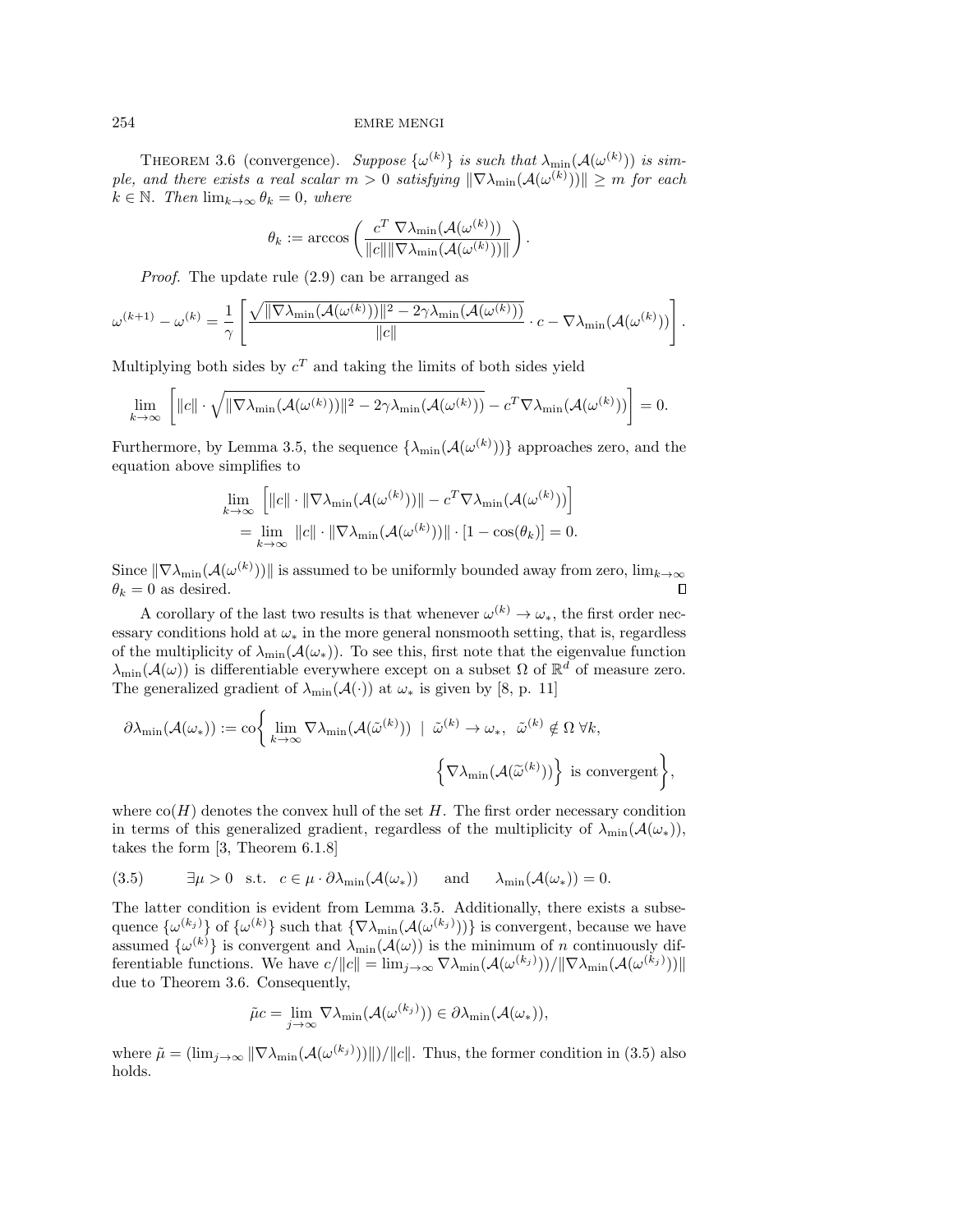**Theorem 3.6** (convergence). *Suppose $\{\omega^{(k)}\}$ is such that $\lambda_{\min}(\mathcal{A}(\omega^{(k)}))$ is simple, and there exists a real scalar $m > 0$ satisfying $\|\nabla\lambda_{\min}(\mathcal{A}(\omega^{(k)}))\| \geq m$ for each $k \in \mathbb{N}$. Then $\lim_{k\to\infty} \theta_k = 0$, where*

$$\theta_k := \arccos\left(\frac{c^T\ \nabla\lambda_{\min}(\mathcal{A}(\omega^{(k)}))}{\|c\|\|\nabla\lambda_{\min}(\mathcal{A}(\omega^{(k)}))\|}\right).$$

*Proof.* The update rule (2.9) can be arranged as

$$\omega^{(k+1)} - \omega^{(k)} = \frac{1}{\gamma}\left[\frac{\sqrt{\|\nabla\lambda_{\min}(\mathcal{A}(\omega^{(k)}))\|^2 - 2\gamma\lambda_{\min}(\mathcal{A}(\omega^{(k)}))}}{\|c\|}\cdot c - \nabla\lambda_{\min}(\mathcal{A}(\omega^{(k)}))\right].$$

Multiplying both sides by $c^T$ and taking the limits of both sides yield

$$\lim_{k\to\infty}\left[\|c\|\cdot\sqrt{\|\nabla\lambda_{\min}(\mathcal{A}(\omega^{(k)}))\|^2 - 2\gamma\lambda_{\min}(\mathcal{A}(\omega^{(k)}))} - c^T\nabla\lambda_{\min}(\mathcal{A}(\omega^{(k)}))\right] = 0.$$

Furthermore, by Lemma 3.5, the sequence $\{\lambda_{\min}(\mathcal{A}(\omega^{(k)}))\}$ approaches zero, and the equation above simplifies to

$$\begin{aligned}
&\lim_{k\to\infty}\left[\|c\|\cdot\|\nabla\lambda_{\min}(\mathcal{A}(\omega^{(k)}))\| - c^T\nabla\lambda_{\min}(\mathcal{A}(\omega^{(k)}))\right] \\
&= \lim_{k\to\infty}\ \|c\|\cdot\|\nabla\lambda_{\min}(\mathcal{A}(\omega^{(k)}))\|\cdot[1-\cos(\theta_k)] = 0.
\end{aligned}$$

Since $\|\nabla\lambda_{\min}(\mathcal{A}(\omega^{(k)}))\|$ is assumed to be uniformly bounded away from zero, $\lim_{k\to\infty}\theta_k = 0$ as desired. ∎

A corollary of the last two results is that whenever $\omega^{(k)} \to \omega_*$, the first order necessary conditions hold at $\omega_*$ in the more general nonsmooth setting, that is, regardless of the multiplicity of $\lambda_{\min}(\mathcal{A}(\omega_*))$. To see this, first note that the eigenvalue function $\lambda_{\min}(\mathcal{A}(\omega))$ is differentiable everywhere except on a subset $\Omega$ of $\mathbb{R}^d$ of measure zero. The generalized gradient of $\lambda_{\min}(\mathcal{A}(\cdot))$ at $\omega_*$ is given by [8, p. 11]

$$\partial\lambda_{\min}(\mathcal{A}(\omega_*)) := \operatorname{co}\left\{\lim_{k\to\infty}\nabla\lambda_{\min}(\mathcal{A}(\tilde{\omega}^{(k)}))\ \middle|\ \tilde{\omega}^{(k)}\to\omega_*,\ \tilde{\omega}^{(k)}\notin\Omega\ \forall k,\ \left\{\nabla\lambda_{\min}(\mathcal{A}(\tilde{\omega}^{(k)}))\right\}\text{ is convergent}\right\},$$

where $\operatorname{co}(H)$ denotes the convex hull of the set $H$. The first order necessary condition in terms of this generalized gradient, regardless of the multiplicity of $\lambda_{\min}(\mathcal{A}(\omega_*))$, takes the form [3, Theorem 6.1.8]

$$\exists\mu > 0\ \text{ s.t. }\ c \in \mu\cdot\partial\lambda_{\min}(\mathcal{A}(\omega_*)) \quad\text{ and }\quad \lambda_{\min}(\mathcal{A}(\omega_*)) = 0. \tag{3.5}$$

The latter condition is evident from Lemma 3.5. Additionally, there exists a subsequence $\{\omega^{(k_j)}\}$ of $\{\omega^{(k)}\}$ such that $\{\nabla\lambda_{\min}(\mathcal{A}(\omega^{(k_j)}))\}$ is convergent, because we have assumed $\{\omega^{(k)}\}$ is convergent and $\lambda_{\min}(\mathcal{A}(\omega))$ is the minimum of $n$ continuously differentiable functions. We have $c/\|c\| = \lim_{j\to\infty}\nabla\lambda_{\min}(\mathcal{A}(\omega^{(k_j)}))/\|\nabla\lambda_{\min}(\mathcal{A}(\omega^{(k_j)}))\|$ due to Theorem 3.6. Consequently,

$$\tilde{\mu}c = \lim_{j\to\infty}\nabla\lambda_{\min}(\mathcal{A}(\omega^{(k_j)})) \in \partial\lambda_{\min}(\mathcal{A}(\omega_*)),$$

where $\tilde{\mu} = (\lim_{j\to\infty}\|\nabla\lambda_{\min}(\mathcal{A}(\omega^{(k_j)}))\|)/\|c\|$. Thus, the former condition in (3.5) also holds.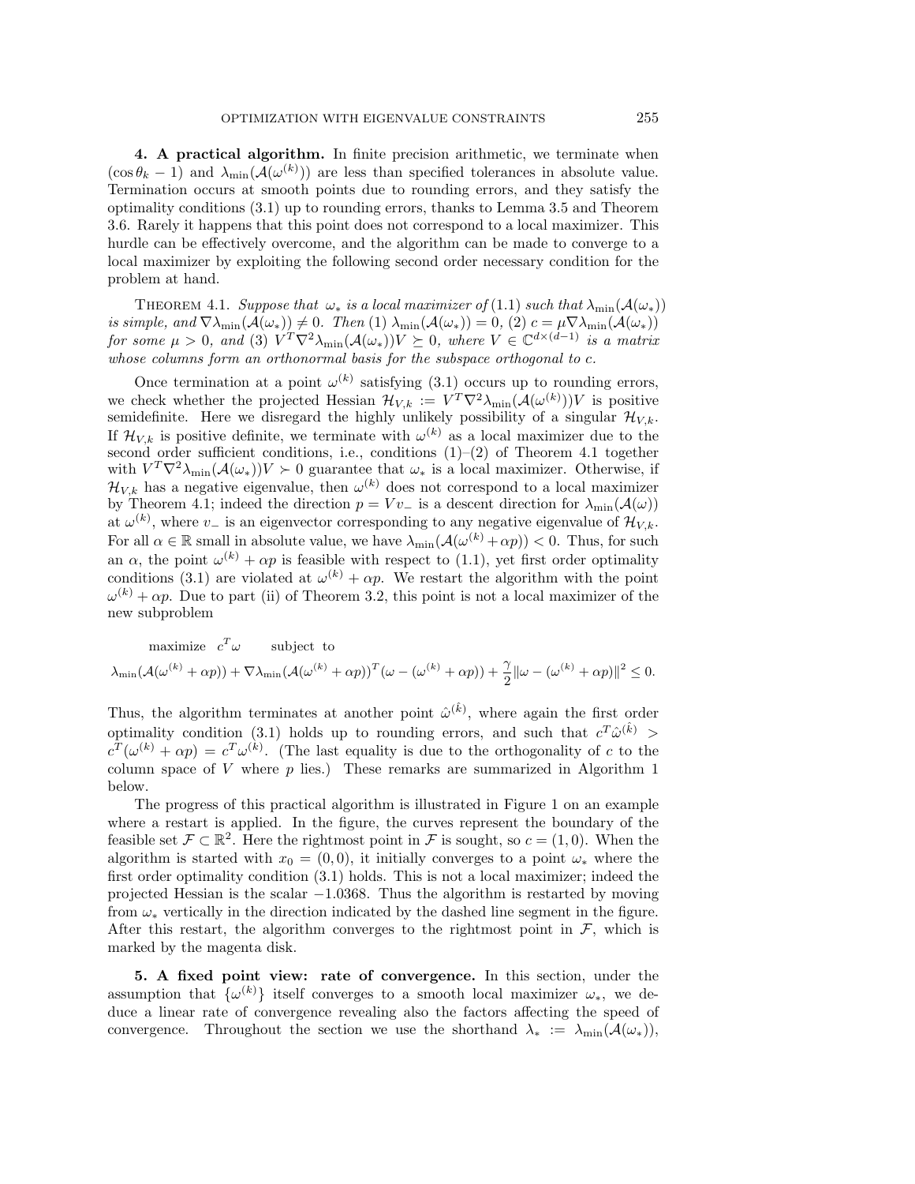## 4. A practical algorithm.

In finite precision arithmetic, we terminate when $(\cos\theta_k - 1)$ and $\lambda_{\min}(\mathcal{A}(\omega^{(k)}))$ are less than specified tolerances in absolute value. Termination occurs at smooth points due to rounding errors, and they satisfy the optimality conditions (3.1) up to rounding errors, thanks to Lemma 3.5 and Theorem 3.6. Rarely it happens that this point does not correspond to a local maximizer. This hurdle can be effectively overcome, and the algorithm can be made to converge to a local maximizer by exploiting the following second order necessary condition for the problem at hand.

THEOREM 4.1. *Suppose that $\omega_*$ is a local maximizer of* (1.1) *such that $\lambda_{\min}(\mathcal{A}(\omega_*))$ is simple, and $\nabla\lambda_{\min}(\mathcal{A}(\omega_*)) \neq 0$. Then (1) $\lambda_{\min}(\mathcal{A}(\omega_*)) = 0$, (2) $c = \mu\nabla\lambda_{\min}(\mathcal{A}(\omega_*))$ for some $\mu > 0$, and (3) $V^T\nabla^2\lambda_{\min}(\mathcal{A}(\omega_*))V \succeq 0$, where $V \in \mathbb{C}^{d\times(d-1)}$ is a matrix whose columns form an orthonormal basis for the subspace orthogonal to $c$.*

Once termination at a point $\omega^{(k)}$ satisfying (3.1) occurs up to rounding errors, we check whether the projected Hessian $\mathcal{H}_{V,k} := V^T\nabla^2\lambda_{\min}(\mathcal{A}(\omega^{(k)}))V$ is positive semidefinite. Here we disregard the highly unlikely possibility of a singular $\mathcal{H}_{V,k}$. If $\mathcal{H}_{V,k}$ is positive definite, we terminate with $\omega^{(k)}$ as a local maximizer due to the second order sufficient conditions, i.e., conditions (1)–(2) of Theorem 4.1 together with $V^T\nabla^2\lambda_{\min}(\mathcal{A}(\omega_*))V \succ 0$ guarantee that $\omega_*$ is a local maximizer. Otherwise, if $\mathcal{H}_{V,k}$ has a negative eigenvalue, then $\omega^{(k)}$ does not correspond to a local maximizer by Theorem 4.1; indeed the direction $p = Vv_-$ is a descent direction for $\lambda_{\min}(\mathcal{A}(\omega))$ at $\omega^{(k)}$, where $v_-$ is an eigenvector corresponding to any negative eigenvalue of $\mathcal{H}_{V,k}$. For all $\alpha \in \mathbb{R}$ small in absolute value, we have $\lambda_{\min}(\mathcal{A}(\omega^{(k)} + \alpha p)) < 0$. Thus, for such an $\alpha$, the point $\omega^{(k)} + \alpha p$ is feasible with respect to (1.1), yet first order optimality conditions (3.1) are violated at $\omega^{(k)} + \alpha p$. We restart the algorithm with the point $\omega^{(k)} + \alpha p$. Due to part (ii) of Theorem 3.2, this point is not a local maximizer of the new subproblem

$$\text{maximize} \quad c^T\omega \qquad \text{subject to}$$
$$\lambda_{\min}(\mathcal{A}(\omega^{(k)} + \alpha p)) + \nabla\lambda_{\min}(\mathcal{A}(\omega^{(k)} + \alpha p))^T(\omega - (\omega^{(k)} + \alpha p)) + \frac{\gamma}{2}\|\omega - (\omega^{(k)} + \alpha p)\|^2 \le 0.$$

Thus, the algorithm terminates at another point $\hat{\omega}^{(\hat{k})}$, where again the first order optimality condition (3.1) holds up to rounding errors, and such that $c^T\hat{\omega}^{(\hat{k})} > c^T(\omega^{(k)} + \alpha p) = c^T\omega^{(k)}$. (The last equality is due to the orthogonality of $c$ to the column space of $V$ where $p$ lies.) These remarks are summarized in Algorithm 1 below.

The progress of this practical algorithm is illustrated in Figure 1 on an example where a restart is applied. In the figure, the curves represent the boundary of the feasible set $\mathcal{F} \subset \mathbb{R}^2$. Here the rightmost point in $\mathcal{F}$ is sought, so $c = (1, 0)$. When the algorithm is started with $x_0 = (0, 0)$, it initially converges to a point $\omega_*$ where the first order optimality condition (3.1) holds. This is not a local maximizer; indeed the projected Hessian is the scalar $-1.0368$. Thus the algorithm is restarted by moving from $\omega_*$ vertically in the direction indicated by the dashed line segment in the figure. After this restart, the algorithm converges to the rightmost point in $\mathcal{F}$, which is marked by the magenta disk.

## 5. A fixed point view: rate of convergence.

In this section, under the assumption that $\{\omega^{(k)}\}$ itself converges to a smooth local maximizer $\omega_*$, we deduce a linear rate of convergence revealing also the factors affecting the speed of convergence. Throughout the section we use the shorthand $\lambda_* := \lambda_{\min}(\mathcal{A}(\omega_*))$,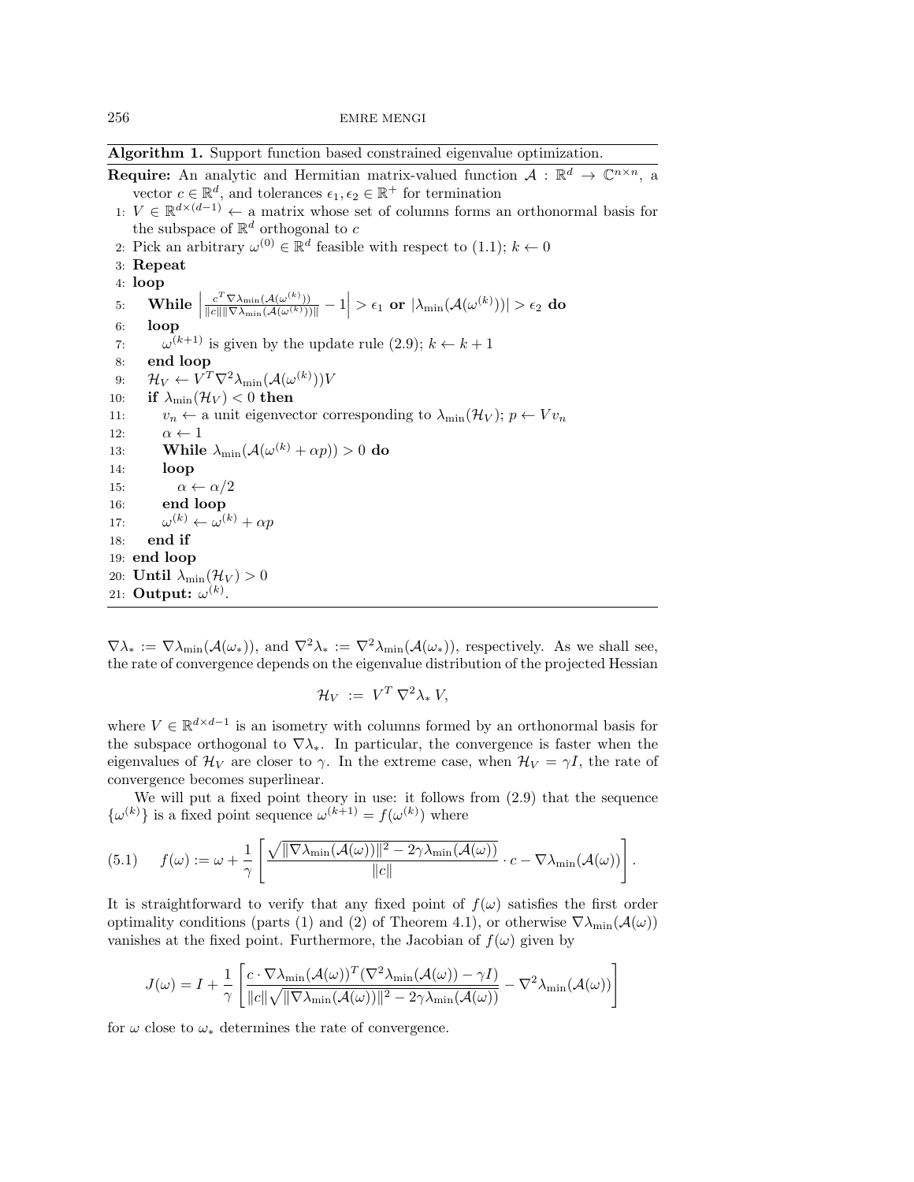**Algorithm 1.** Support function based constrained eigenvalue optimization.

**Require:** An analytic and Hermitian matrix-valued function $\mathcal{A} : \mathbb{R}^d \to \mathbb{C}^{n\times n}$, a vector $c \in \mathbb{R}^d$, and tolerances $\epsilon_1, \epsilon_2 \in \mathbb{R}^+$ for termination

```
1:  V ∈ R^{d×(d−1)} ← a matrix whose set of columns forms an orthonormal basis for
    the subspace of R^d orthogonal to c
2:  Pick an arbitrary ω^(0) ∈ R^d feasible with respect to (1.1); k ← 0
3:  Repeat
4:  loop
5:     While | c^T ∇λ_min(A(ω^(k))) / (‖c‖ ‖∇λ_min(A(ω^(k)))‖) − 1 | > ε_1 or |λ_min(A(ω^(k)))| > ε_2 do
6:     loop
7:        ω^(k+1) is given by the update rule (2.9); k ← k + 1
8:     end loop
9:     H_V ← V^T ∇²λ_min(A(ω^(k))) V
10:    if λ_min(H_V) < 0 then
11:       v_n ← a unit eigenvector corresponding to λ_min(H_V); p ← V v_n
12:       α ← 1
13:       While λ_min(A(ω^(k) + αp)) > 0 do
14:       loop
15:          α ← α/2
16:       end loop
17:       ω^(k) ← ω^(k) + αp
18:    end if
19: end loop
20: Until λ_min(H_V) > 0
21: Output: ω^(k).
```

$\nabla\lambda_* := \nabla\lambda_{\min}(\mathcal{A}(\omega_*))$, and $\nabla^2\lambda_* := \nabla^2\lambda_{\min}(\mathcal{A}(\omega_*))$, respectively. As we shall see, the rate of convergence depends on the eigenvalue distribution of the projected Hessian

$$\mathcal{H}_V \ := \ V^T \, \nabla^2\lambda_* \, V,$$

where $V \in \mathbb{R}^{d\times d-1}$ is an isometry with columns formed by an orthonormal basis for the subspace orthogonal to $\nabla\lambda_*$. In particular, the convergence is faster when the eigenvalues of $\mathcal{H}_V$ are closer to $\gamma$. In the extreme case, when $\mathcal{H}_V = \gamma I$, the rate of convergence becomes superlinear.

We will put a fixed point theory in use: it follows from (2.9) that the sequence $\{\omega^{(k)}\}$ is a fixed point sequence $\omega^{(k+1)} = f(\omega^{(k)})$ where

$$f(\omega) := \omega + \frac{1}{\gamma}\left[\frac{\sqrt{\|\nabla\lambda_{\min}(\mathcal{A}(\omega))\|^2 - 2\gamma\lambda_{\min}(\mathcal{A}(\omega))}}{\|c\|}\cdot c - \nabla\lambda_{\min}(\mathcal{A}(\omega))\right]. \tag{5.1}$$

It is straightforward to verify that any fixed point of $f(\omega)$ satisfies the first order optimality conditions (parts (1) and (2) of Theorem 4.1), or otherwise $\nabla\lambda_{\min}(\mathcal{A}(\omega))$ vanishes at the fixed point. Furthermore, the Jacobian of $f(\omega)$ given by

$$J(\omega) = I + \frac{1}{\gamma}\left[\frac{c\cdot\nabla\lambda_{\min}(\mathcal{A}(\omega))^T(\nabla^2\lambda_{\min}(\mathcal{A}(\omega)) - \gamma I)}{\|c\|\sqrt{\|\nabla\lambda_{\min}(\mathcal{A}(\omega))\|^2 - 2\gamma\lambda_{\min}(\mathcal{A}(\omega))}} - \nabla^2\lambda_{\min}(\mathcal{A}(\omega))\right]$$

for $\omega$ close to $\omega_*$ determines the rate of convergence.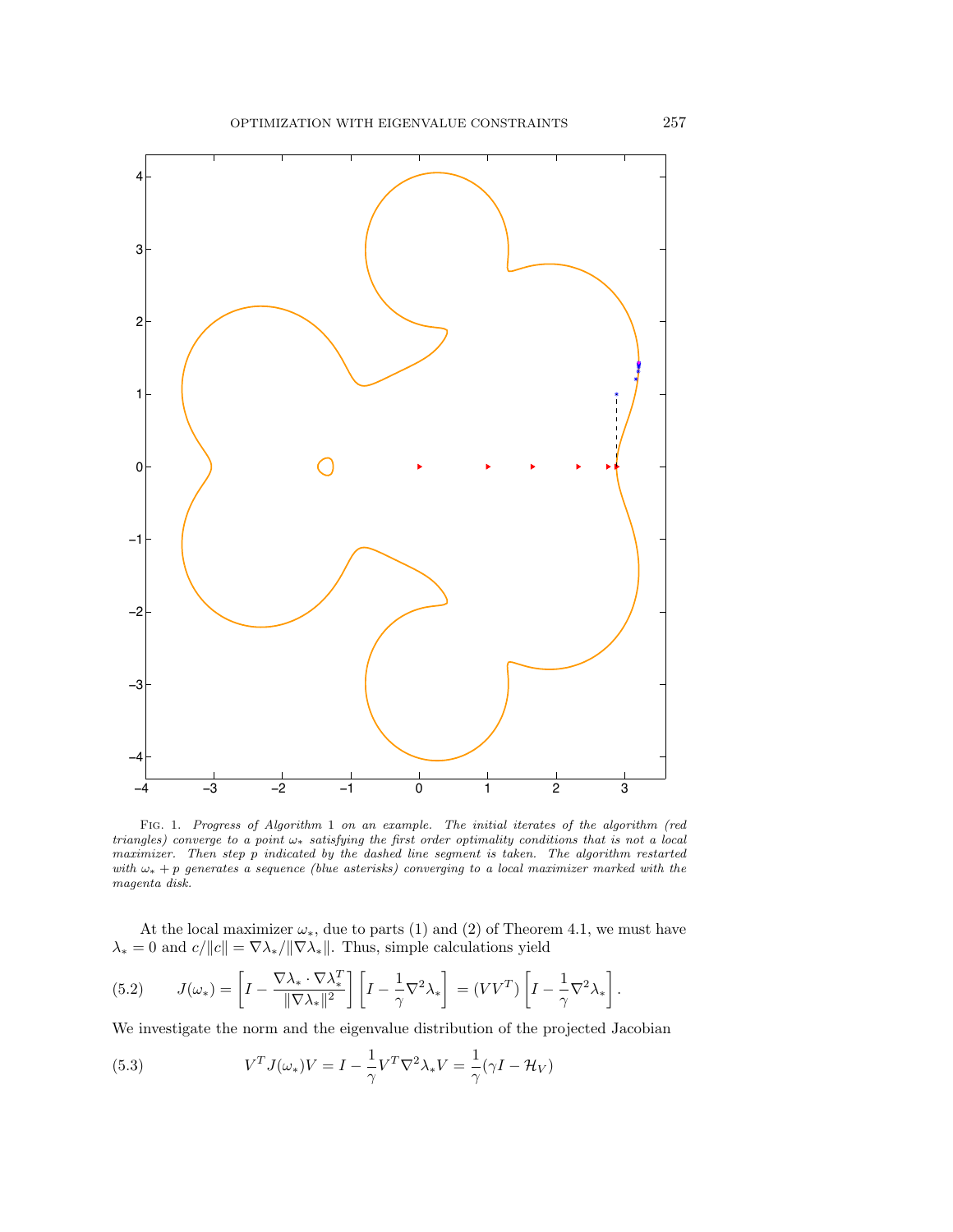4
3
2
1
0
−1
−2
−3
−4

−4 −3 −2 −1 0 1 2 3

Fig. 1. *Progress of Algorithm* 1 *on an example. The initial iterates of the algorithm (red triangles) converge to a point* $\omega_*$ *satisfying the first order optimality conditions that is not a local maximizer. Then step* $p$ *indicated by the dashed line segment is taken. The algorithm restarted with* $\omega_* + p$ *generates a sequence (blue asterisks) converging to a local maximizer marked with the magenta disk.*

At the local maximizer $\omega_*$, due to parts (1) and (2) of Theorem 4.1, we must have $\lambda_* = 0$ and $c/\|c\| = \nabla\lambda_*/\|\nabla\lambda_*\|$. Thus, simple calculations yield

$$J(\omega_*) = \left[I - \frac{\nabla\lambda_* \cdot \nabla\lambda_*^T}{\|\nabla\lambda_*\|^2}\right]\left[I - \frac{1}{\gamma}\nabla^2\lambda_*\right] = (VV^T)\left[I - \frac{1}{\gamma}\nabla^2\lambda_*\right]. \tag{5.2}$$

We investigate the norm and the eigenvalue distribution of the projected Jacobian

$$V^T J(\omega_*) V = I - \frac{1}{\gamma} V^T \nabla^2 \lambda_* V = \frac{1}{\gamma}(\gamma I - \mathcal{H}_V) \tag{5.3}$$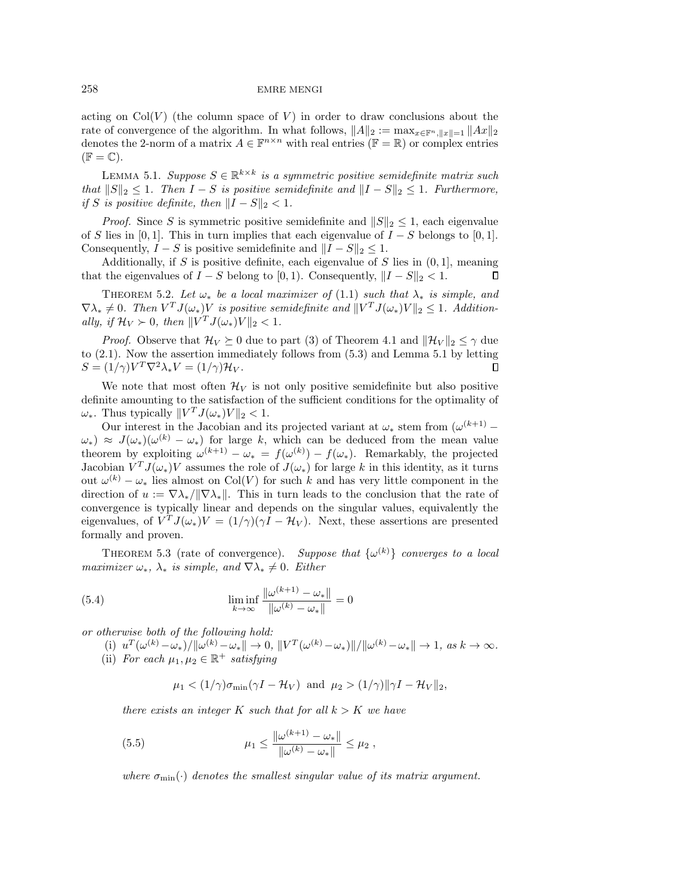acting on $\text{Col}(V)$ (the column space of $V$) in order to draw conclusions about the rate of convergence of the algorithm. In what follows, $\|A\|_2 := \max_{x \in \mathbb{F}^n, \|x\|=1} \|Ax\|_2$ denotes the 2-norm of a matrix $A \in \mathbb{F}^{n\times n}$ with real entries ($\mathbb{F} = \mathbb{R}$) or complex entries ($\mathbb{F} = \mathbb{C}$).

LEMMA 5.1. *Suppose $S \in \mathbb{R}^{k\times k}$ is a symmetric positive semidefinite matrix such that $\|S\|_2 \leq 1$. Then $I - S$ is positive semidefinite and $\|I - S\|_2 \leq 1$. Furthermore, if $S$ is positive definite, then $\|I - S\|_2 < 1$.*

*Proof.* Since $S$ is symmetric positive semidefinite and $\|S\|_2 \leq 1$, each eigenvalue of $S$ lies in $[0, 1]$. This in turn implies that each eigenvalue of $I - S$ belongs to $[0, 1]$. Consequently, $I - S$ is positive semidefinite and $\|I - S\|_2 \leq 1$.

Additionally, if $S$ is positive definite, each eigenvalue of $S$ lies in $(0, 1]$, meaning that the eigenvalues of $I - S$ belong to $[0, 1)$. Consequently, $\|I - S\|_2 < 1$. ∎

THEOREM 5.2. *Let $\omega_*$ be a local maximizer of (1.1) such that $\lambda_*$ is simple, and $\nabla\lambda_* \neq 0$. Then $V^T J(\omega_*) V$ is positive semidefinite and $\|V^T J(\omega_*) V\|_2 \leq 1$. Additionally, if $\mathcal{H}_V \succ 0$, then $\|V^T J(\omega_*) V\|_2 < 1$.*

*Proof.* Observe that $\mathcal{H}_V \succeq 0$ due to part (3) of Theorem 4.1 and $\|\mathcal{H}_V\|_2 \leq \gamma$ due to (2.1). Now the assertion immediately follows from (5.3) and Lemma 5.1 by letting $S = (1/\gamma)V^T \nabla^2 \lambda_* V = (1/\gamma)\mathcal{H}_V$. ∎

We note that most often $\mathcal{H}_V$ is not only positive semidefinite but also positive definite amounting to the satisfaction of the sufficient conditions for the optimality of $\omega_*$. Thus typically $\|V^T J(\omega_*) V\|_2 < 1$.

Our interest in the Jacobian and its projected variant at $\omega_*$ stem from $(\omega^{(k+1)} - \omega_*) \approx J(\omega_*)(\omega^{(k)} - \omega_*)$ for large $k$, which can be deduced from the mean value theorem by exploiting $\omega^{(k+1)} - \omega_* = f(\omega^{(k)}) - f(\omega_*)$. Remarkably, the projected Jacobian $V^T J(\omega_*) V$ assumes the role of $J(\omega_*)$ for large $k$ in this identity, as it turns out $\omega^{(k)} - \omega_*$ lies almost on $\text{Col}(V)$ for such $k$ and has very little component in the direction of $u := \nabla\lambda_* / \|\nabla\lambda_*\|$. This in turn leads to the conclusion that the rate of convergence is typically linear and depends on the singular values, equivalently the eigenvalues, of $V^T J(\omega_*) V = (1/\gamma)(\gamma I - \mathcal{H}_V)$. Next, these assertions are presented formally and proven.

THEOREM 5.3 (rate of convergence). *Suppose that $\{\omega^{(k)}\}$ converges to a local maximizer $\omega_*$, $\lambda_*$ is simple, and $\nabla\lambda_* \neq 0$. Either*

$$\liminf_{k\to\infty} \frac{\|\omega^{(k+1)} - \omega_*\|}{\|\omega^{(k)} - \omega_*\|} = 0 \tag{5.4}$$

*or otherwise both of the following hold:*

(i) *$u^T(\omega^{(k)} - \omega_*)/\|\omega^{(k)} - \omega_*\| \to 0$, $\|V^T(\omega^{(k)} - \omega_*)\|/\|\omega^{(k)} - \omega_*\| \to 1$, as $k \to \infty$.*

(ii) *For each $\mu_1, \mu_2 \in \mathbb{R}^+$ satisfying*

$$\mu_1 < (1/\gamma)\sigma_{\min}(\gamma I - \mathcal{H}_V) \text{ and } \mu_2 > (1/\gamma)\|\gamma I - \mathcal{H}_V\|_2,$$

*there exists an integer $K$ such that for all $k > K$ we have*

$$\mu_1 \leq \frac{\|\omega^{(k+1)} - \omega_*\|}{\|\omega^{(k)} - \omega_*\|} \leq \mu_2 \,, \tag{5.5}$$

*where $\sigma_{\min}(\cdot)$ denotes the smallest singular value of its matrix argument.*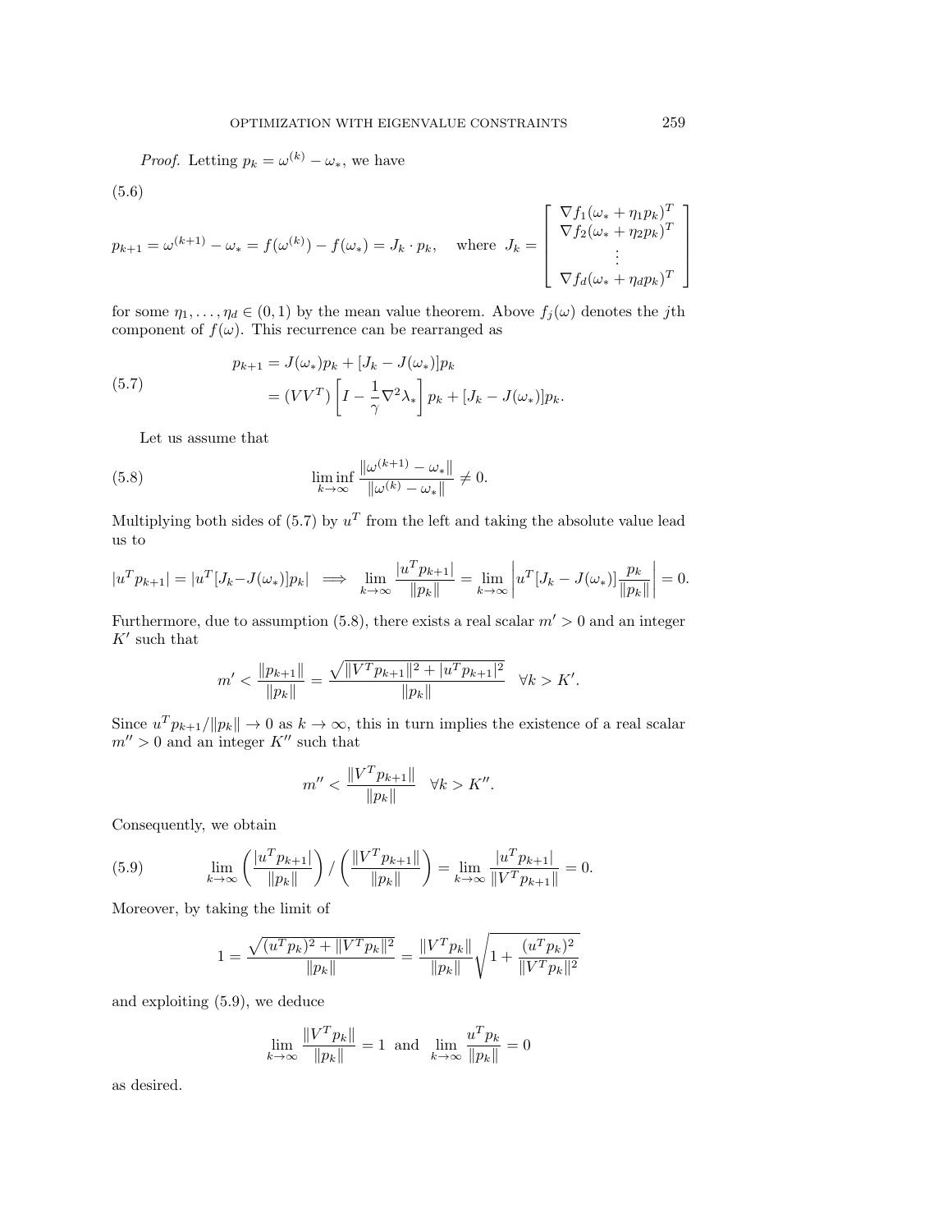*Proof.* Letting $p_k = \omega^{(k)} - \omega_*$, we have

$$
p_{k+1} = \omega^{(k+1)} - \omega_* = f(\omega^{(k)}) - f(\omega_*) = J_k \cdot p_k, \quad \text{where } J_k = \begin{bmatrix} \nabla f_1(\omega_* + \eta_1 p_k)^T \\ \nabla f_2(\omega_* + \eta_2 p_k)^T \\ \vdots \\ \nabla f_d(\omega_* + \eta_d p_k)^T \end{bmatrix} \tag{5.6}
$$

for some $\eta_1, \ldots, \eta_d \in (0, 1)$ by the mean value theorem. Above $f_j(\omega)$ denotes the $j$th component of $f(\omega)$. This recurrence can be rearranged as

$$
\begin{aligned}
p_{k+1} &= J(\omega_*) p_k + [J_k - J(\omega_*)] p_k \\
&= (VV^T) \left[ I - \frac{1}{\gamma} \nabla^2 \lambda_* \right] p_k + [J_k - J(\omega_*)] p_k.
\end{aligned} \tag{5.7}
$$

Let us assume that

$$
\liminf_{k \to \infty} \frac{\|\omega^{(k+1)} - \omega_*\|}{\|\omega^{(k)} - \omega_*\|} \neq 0. \tag{5.8}
$$

Multiplying both sides of (5.7) by $u^T$ from the left and taking the absolute value lead us to

$$
|u^T p_{k+1}| = |u^T [J_k - J(\omega_*)] p_k| \implies \lim_{k \to \infty} \frac{|u^T p_{k+1}|}{\|p_k\|} = \lim_{k \to \infty} \left| u^T [J_k - J(\omega_*)] \frac{p_k}{\|p_k\|} \right| = 0.
$$

Furthermore, due to assumption (5.8), there exists a real scalar $m' > 0$ and an integer $K'$ such that

$$
m' < \frac{\|p_{k+1}\|}{\|p_k\|} = \frac{\sqrt{\|V^T p_{k+1}\|^2 + |u^T p_{k+1}|^2}}{\|p_k\|} \quad \forall k > K'.
$$

Since $u^T p_{k+1} / \|p_k\| \to 0$ as $k \to \infty$, this in turn implies the existence of a real scalar $m'' > 0$ and an integer $K''$ such that

$$
m'' < \frac{\|V^T p_{k+1}\|}{\|p_k\|} \quad \forall k > K''.
$$

Consequently, we obtain

$$
\lim_{k \to \infty} \left( \frac{|u^T p_{k+1}|}{\|p_k\|} \right) / \left( \frac{\|V^T p_{k+1}\|}{\|p_k\|} \right) = \lim_{k \to \infty} \frac{|u^T p_{k+1}|}{\|V^T p_{k+1}\|} = 0. \tag{5.9}
$$

Moreover, by taking the limit of

$$
1 = \frac{\sqrt{(u^T p_k)^2 + \|V^T p_k\|^2}}{\|p_k\|} = \frac{\|V^T p_k\|}{\|p_k\|} \sqrt{1 + \frac{(u^T p_k)^2}{\|V^T p_k\|^2}}
$$

and exploiting (5.9), we deduce

$$
\lim_{k \to \infty} \frac{\|V^T p_k\|}{\|p_k\|} = 1 \quad \text{and} \quad \lim_{k \to \infty} \frac{u^T p_k}{\|p_k\|} = 0
$$

as desired.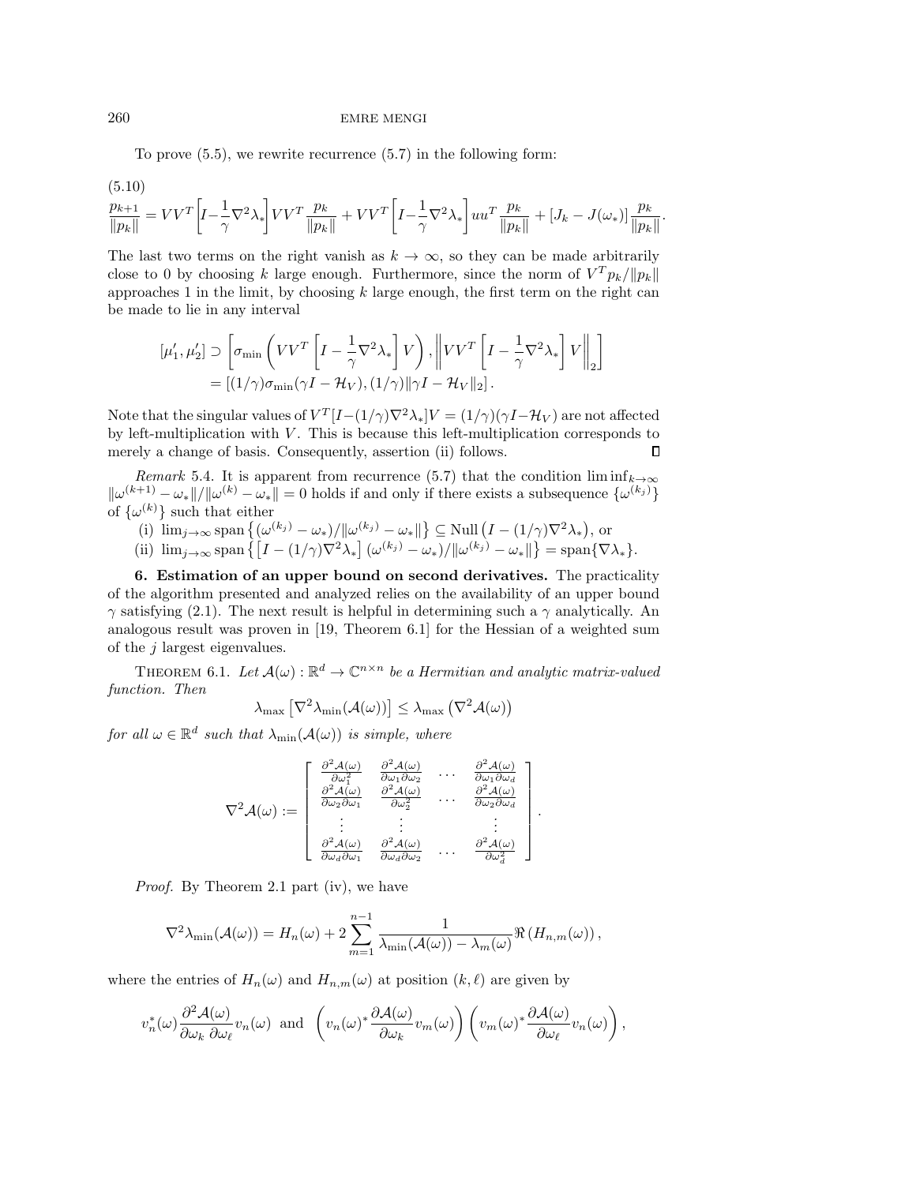To prove (5.5), we rewrite recurrence (5.7) in the following form:

(5.10)

$$\frac{p_{k+1}}{\|p_k\|} = VV^T\left[I - \frac{1}{\gamma}\nabla^2\lambda_*\right]VV^T\frac{p_k}{\|p_k\|} + VV^T\left[I - \frac{1}{\gamma}\nabla^2\lambda_*\right]uu^T\frac{p_k}{\|p_k\|} + [J_k - J(\omega_*)]\frac{p_k}{\|p_k\|}.$$

The last two terms on the right vanish as $k \to \infty$, so they can be made arbitrarily close to 0 by choosing $k$ large enough. Furthermore, since the norm of $V^T p_k/\|p_k\|$ approaches 1 in the limit, by choosing $k$ large enough, the first term on the right can be made to lie in any interval

$$\begin{aligned}[\mu_1', \mu_2'] &\supset \left[\sigma_{\min}\left(VV^T\left[I - \frac{1}{\gamma}\nabla^2\lambda_*\right]V\right), \left\|VV^T\left[I - \frac{1}{\gamma}\nabla^2\lambda_*\right]V\right\|_2\right] \\ &= \left[(1/\gamma)\sigma_{\min}(\gamma I - \mathcal{H}_V), (1/\gamma)\|\gamma I - \mathcal{H}_V\|_2\right].\end{aligned}$$

Note that the singular values of $V^T[I - (1/\gamma)\nabla^2\lambda_*]V = (1/\gamma)(\gamma I - \mathcal{H}_V)$ are not affected by left-multiplication with $V$. This is because this left-multiplication corresponds to merely a change of basis. Consequently, assertion (ii) follows. ∎

*Remark* 5.4. It is apparent from recurrence (5.7) that the condition $\liminf_{k\to\infty} \|\omega^{(k+1)} - \omega_*\|/\|\omega^{(k)} - \omega_*\| = 0$ holds if and only if there exists a subsequence $\{\omega^{(k_j)}\}$ of $\{\omega^{(k)}\}$ such that either

(i) $\lim_{j\to\infty} \text{span}\left\{(\omega^{(k_j)} - \omega_*)/\|\omega^{(k_j)} - \omega_*\|\right\} \subseteq \text{Null}\left(I - (1/\gamma)\nabla^2\lambda_*\right)$, or

(ii) $\lim_{j\to\infty} \text{span}\left\{\left[I - (1/\gamma)\nabla^2\lambda_*\right](\omega^{(k_j)} - \omega_*)/\|\omega^{(k_j)} - \omega_*\|\right\} = \text{span}\{\nabla\lambda_*\}$.

## 6. Estimation of an upper bound on second derivatives.

The practicality of the algorithm presented and analyzed relies on the availability of an upper bound $\gamma$ satisfying (2.1). The next result is helpful in determining such a $\gamma$ analytically. An analogous result was proven in [19, Theorem 6.1] for the Hessian of a weighted sum of the $j$ largest eigenvalues.

THEOREM 6.1. *Let $\mathcal{A}(\omega) : \mathbb{R}^d \to \mathbb{C}^{n\times n}$ be a Hermitian and analytic matrix-valued function. Then*

$$\lambda_{\max}\left[\nabla^2\lambda_{\min}(\mathcal{A}(\omega))\right] \le \lambda_{\max}\left(\nabla^2\mathcal{A}(\omega)\right)$$

*for all $\omega \in \mathbb{R}^d$ such that $\lambda_{\min}(\mathcal{A}(\omega))$ is simple, where*

$$\nabla^2\mathcal{A}(\omega) := \begin{bmatrix} \frac{\partial^2\mathcal{A}(\omega)}{\partial\omega_1^2} & \frac{\partial^2\mathcal{A}(\omega)}{\partial\omega_1\partial\omega_2} & \cdots & \frac{\partial^2\mathcal{A}(\omega)}{\partial\omega_1\partial\omega_d} \\ \frac{\partial^2\mathcal{A}(\omega)}{\partial\omega_2\partial\omega_1} & \frac{\partial^2\mathcal{A}(\omega)}{\partial\omega_2^2} & \cdots & \frac{\partial^2\mathcal{A}(\omega)}{\partial\omega_2\partial\omega_d} \\ \vdots & \vdots & & \vdots \\ \frac{\partial^2\mathcal{A}(\omega)}{\partial\omega_d\partial\omega_1} & \frac{\partial^2\mathcal{A}(\omega)}{\partial\omega_d\partial\omega_2} & \cdots & \frac{\partial^2\mathcal{A}(\omega)}{\partial\omega_d^2} \end{bmatrix}.$$

*Proof.* By Theorem 2.1 part (iv), we have

$$\nabla^2\lambda_{\min}(\mathcal{A}(\omega)) = H_n(\omega) + 2\sum_{m=1}^{n-1}\frac{1}{\lambda_{\min}(\mathcal{A}(\omega)) - \lambda_m(\omega)}\Re\left(H_{n,m}(\omega)\right),$$

where the entries of $H_n(\omega)$ and $H_{n,m}(\omega)$ at position $(k,\ell)$ are given by

$$v_n^*(\omega)\frac{\partial^2\mathcal{A}(\omega)}{\partial\omega_k\,\partial\omega_\ell}v_n(\omega) \text{ and } \left(v_n(\omega)^*\frac{\partial\mathcal{A}(\omega)}{\partial\omega_k}v_m(\omega)\right)\left(v_m(\omega)^*\frac{\partial\mathcal{A}(\omega)}{\partial\omega_\ell}v_n(\omega)\right),$$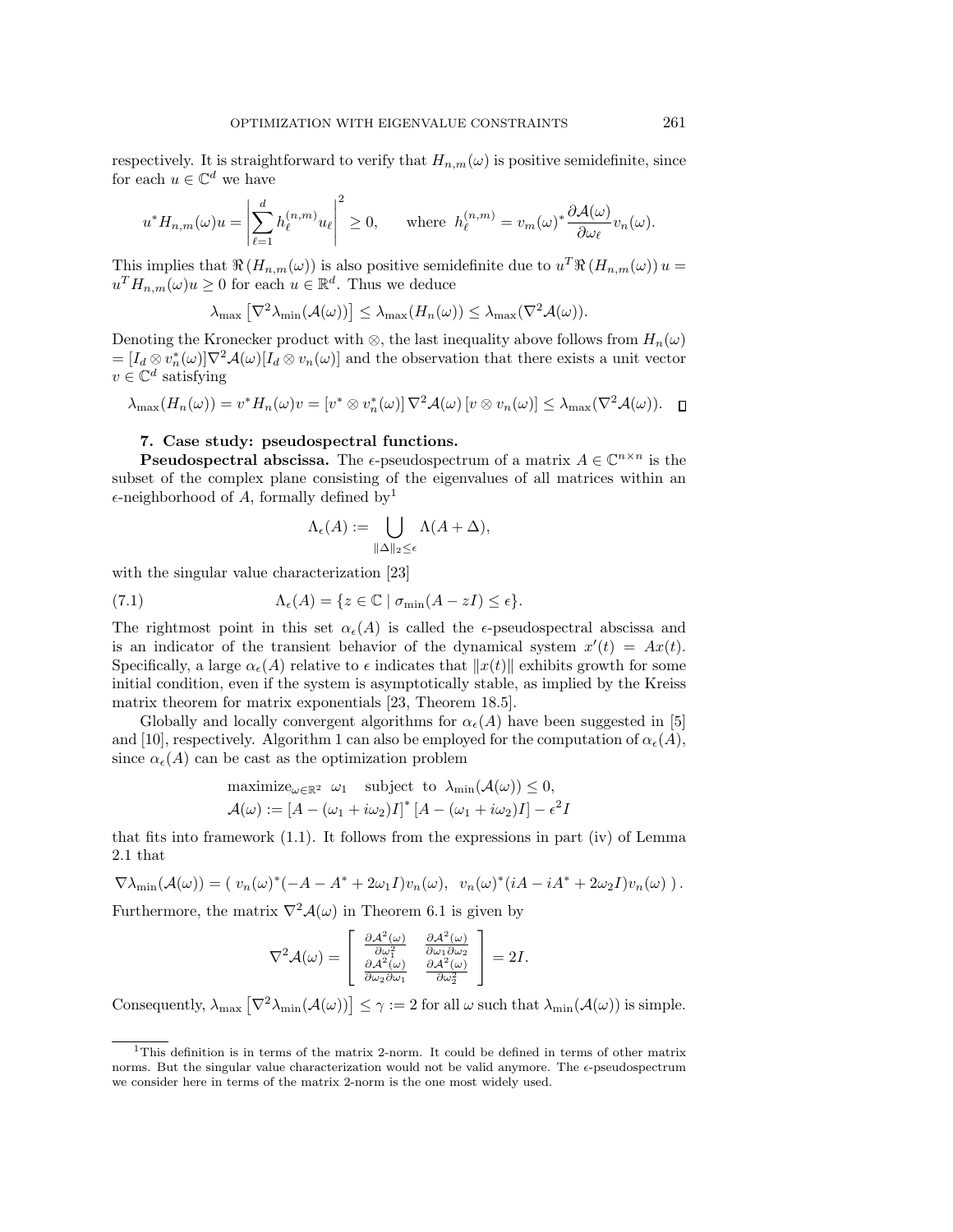respectively. It is straightforward to verify that $H_{n,m}(\omega)$ is positive semidefinite, since for each $u \in \mathbb{C}^d$ we have

$$u^* H_{n,m}(\omega) u = \left| \sum_{\ell=1}^{d} h_\ell^{(n,m)} u_\ell \right|^2 \geq 0, \qquad \text{where } \; h_\ell^{(n,m)} = v_m(\omega)^* \frac{\partial \mathcal{A}(\omega)}{\partial \omega_\ell} v_n(\omega).$$

This implies that $\Re\left(H_{n,m}(\omega)\right)$ is also positive semidefinite due to $u^T \Re\left(H_{n,m}(\omega)\right) u = u^T H_{n,m}(\omega) u \geq 0$ for each $u \in \mathbb{R}^d$. Thus we deduce

$$\lambda_{\max}\left[\nabla^2 \lambda_{\min}(\mathcal{A}(\omega))\right] \leq \lambda_{\max}(H_n(\omega)) \leq \lambda_{\max}(\nabla^2 \mathcal{A}(\omega)).$$

Denoting the Kronecker product with $\otimes$, the last inequality above follows from $H_n(\omega) = [I_d \otimes v_n^*(\omega)] \nabla^2 \mathcal{A}(\omega) [I_d \otimes v_n(\omega)]$ and the observation that there exists a unit vector $v \in \mathbb{C}^d$ satisfying

$$\lambda_{\max}(H_n(\omega)) = v^* H_n(\omega) v = [v^* \otimes v_n^*(\omega)] \, \nabla^2 \mathcal{A}(\omega) \, [v \otimes v_n(\omega)] \leq \lambda_{\max}(\nabla^2 \mathcal{A}(\omega)). \quad \square$$

## 7. Case study: pseudospectral functions.

**Pseudospectral abscissa.** The $\epsilon$-pseudospectrum of a matrix $A \in \mathbb{C}^{n \times n}$ is the subset of the complex plane consisting of the eigenvalues of all matrices within an $\epsilon$-neighborhood of $A$, formally defined by[1]

$$\Lambda_\epsilon(A) := \bigcup_{\|\Delta\|_2 \leq \epsilon} \Lambda(A + \Delta),$$

with the singular value characterization [23]

$$\Lambda_\epsilon(A) = \{ z \in \mathbb{C} \mid \sigma_{\min}(A - zI) \leq \epsilon \}. \tag{7.1}$$

The rightmost point in this set $\alpha_\epsilon(A)$ is called the $\epsilon$-pseudospectral abscissa and is an indicator of the transient behavior of the dynamical system $x'(t) = Ax(t)$. Specifically, a large $\alpha_\epsilon(A)$ relative to $\epsilon$ indicates that $\|x(t)\|$ exhibits growth for some initial condition, even if the system is asymptotically stable, as implied by the Kreiss matrix theorem for matrix exponentials [23, Theorem 18.5].

Globally and locally convergent algorithms for $\alpha_\epsilon(A)$ have been suggested in [5] and [10], respectively. Algorithm 1 can also be employed for the computation of $\alpha_\epsilon(A)$, since $\alpha_\epsilon(A)$ can be cast as the optimization problem

$$\begin{aligned} &\text{maximize}_{\omega \in \mathbb{R}^2} \;\; \omega_1 \quad \text{subject to} \;\; \lambda_{\min}(\mathcal{A}(\omega)) \leq 0, \\ &\mathcal{A}(\omega) := \left[A - (\omega_1 + i\omega_2)I\right]^* \left[A - (\omega_1 + i\omega_2)I\right] - \epsilon^2 I \end{aligned}$$

that fits into framework (1.1). It follows from the expressions in part (iv) of Lemma 2.1 that

$$\nabla \lambda_{\min}(\mathcal{A}(\omega)) = \left( \, v_n(\omega)^* (-A - A^* + 2\omega_1 I) v_n(\omega), \;\; v_n(\omega)^* (iA - iA^* + 2\omega_2 I) v_n(\omega) \, \right).$$

Furthermore, the matrix $\nabla^2 \mathcal{A}(\omega)$ in Theorem 6.1 is given by

$$\nabla^2 \mathcal{A}(\omega) = \begin{bmatrix} \frac{\partial \mathcal{A}^2(\omega)}{\partial \omega_1^2} & \frac{\partial \mathcal{A}^2(\omega)}{\partial \omega_1 \partial \omega_2} \\ \frac{\partial \mathcal{A}^2(\omega)}{\partial \omega_2 \partial \omega_1} & \frac{\partial \mathcal{A}^2(\omega)}{\partial \omega_2^2} \end{bmatrix} = 2I.$$

Consequently, $\lambda_{\max}\left[\nabla^2 \lambda_{\min}(\mathcal{A}(\omega))\right] \leq \gamma := 2$ for all $\omega$ such that $\lambda_{\min}(\mathcal{A}(\omega))$ is simple.

---

[1] This definition is in terms of the matrix 2-norm. It could be defined in terms of other matrix norms. But the singular value characterization would not be valid anymore. The $\epsilon$-pseudospectrum we consider here in terms of the matrix 2-norm is the one most widely used.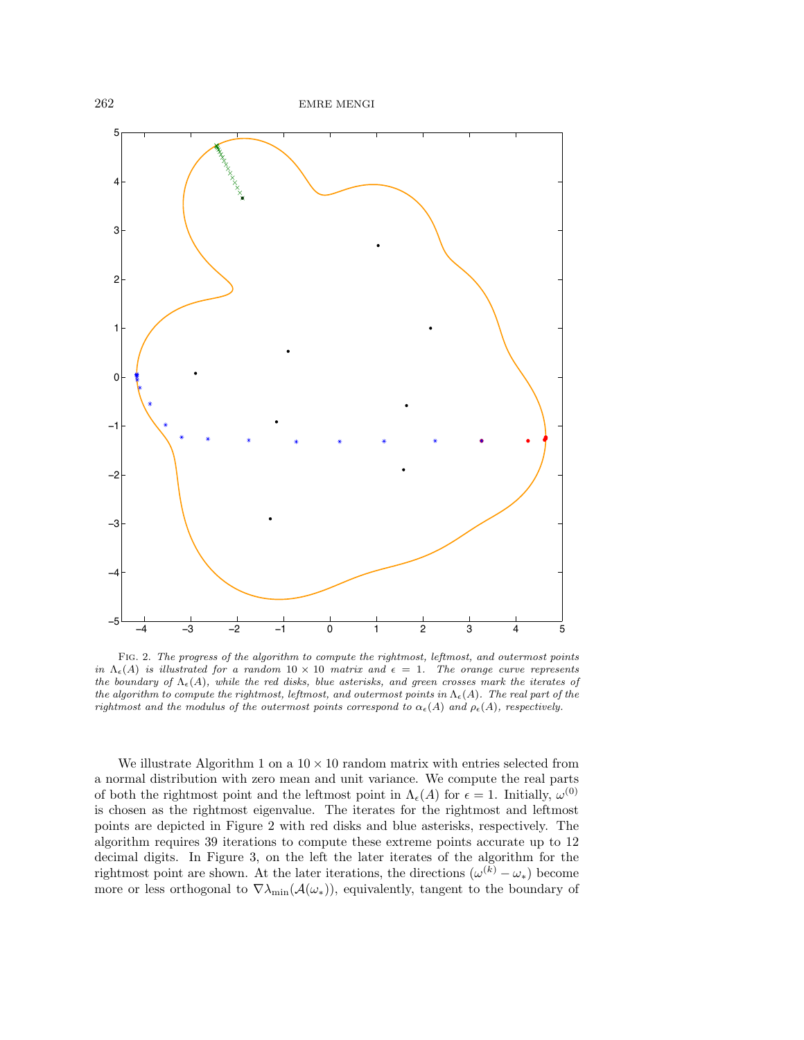5
4
3
2
1
0
−1
−2
−3
−4
−5
−4 −3 −2 −1 0 1 2 3 4 5

Fig. 2. *The progress of the algorithm to compute the rightmost, leftmost, and outermost points in $\Lambda_\epsilon(A)$ is illustrated for a random $10 \times 10$ matrix and $\epsilon = 1$. The orange curve represents the boundary of $\Lambda_\epsilon(A)$, while the red disks, blue asterisks, and green crosses mark the iterates of the algorithm to compute the rightmost, leftmost, and outermost points in $\Lambda_\epsilon(A)$. The real part of the rightmost and the modulus of the outermost points correspond to $\alpha_\epsilon(A)$ and $\rho_\epsilon(A)$, respectively.*

We illustrate Algorithm 1 on a $10 \times 10$ random matrix with entries selected from a normal distribution with zero mean and unit variance. We compute the real parts of both the rightmost point and the leftmost point in $\Lambda_\epsilon(A)$ for $\epsilon = 1$. Initially, $\omega^{(0)}$ is chosen as the rightmost eigenvalue. The iterates for the rightmost and leftmost points are depicted in Figure 2 with red disks and blue asterisks, respectively. The algorithm requires 39 iterations to compute these extreme points accurate up to 12 decimal digits. In Figure 3, on the left the later iterates of the algorithm for the rightmost point are shown. At the later iterations, the directions $(\omega^{(k)} - \omega_*)$ become more or less orthogonal to $\nabla \lambda_{\min}(\mathcal{A}(\omega_*))$, equivalently, tangent to the boundary of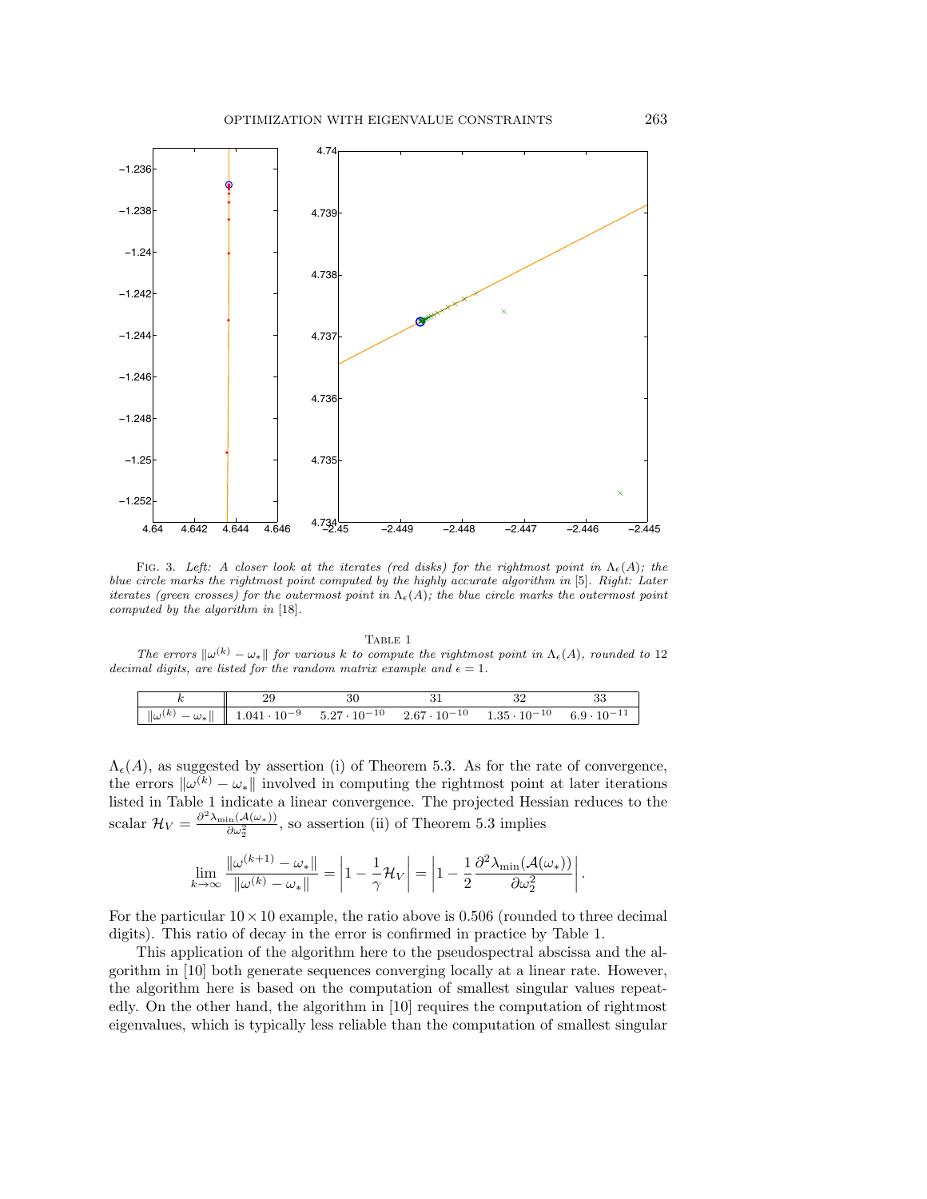−1.236
−1.238
−1.24
−1.242
−1.244
−1.246
−1.248
−1.25
−1.252
4.64 4.642 4.644 4.646

4.74
4.739
4.738
4.737
4.736
4.735
4.734
−2.45 −2.449 −2.448 −2.447 −2.446 −2.445

Fig. 3. *Left: A closer look at the iterates (red disks) for the rightmost point in $\Lambda_\epsilon(A)$; the blue circle marks the rightmost point computed by the highly accurate algorithm in* [5]. *Right: Later iterates (green crosses) for the outermost point in $\Lambda_\epsilon(A)$; the blue circle marks the outermost point computed by the algorithm in* [18].

Table 1

*The errors $\|\omega^{(k)} - \omega_*\|$ for various $k$ to compute the rightmost point in $\Lambda_\epsilon(A)$, rounded to 12 decimal digits, are listed for the random matrix example and $\epsilon = 1$.*

| $k$ | 29 | 30 | 31 | 32 | 33 |
|---|---|---|---|---|---|
| $\|\omega^{(k)} - \omega_*\|$ | $1.041 \cdot 10^{-9}$ | $5.27 \cdot 10^{-10}$ | $2.67 \cdot 10^{-10}$ | $1.35 \cdot 10^{-10}$ | $6.9 \cdot 10^{-11}$ |

$\Lambda_\epsilon(A)$, as suggested by assertion (i) of Theorem 5.3. As for the rate of convergence, the errors $\|\omega^{(k)} - \omega_*\|$ involved in computing the rightmost point at later iterations listed in Table 1 indicate a linear convergence. The projected Hessian reduces to the scalar $\mathcal{H}_V = \frac{\partial^2 \lambda_{\min}(\mathcal{A}(\omega_*))}{\partial \omega_2^2}$, so assertion (ii) of Theorem 5.3 implies

$$\lim_{k\to\infty} \frac{\|\omega^{(k+1)} - \omega_*\|}{\|\omega^{(k)} - \omega_*\|} = \left| 1 - \frac{1}{\gamma}\mathcal{H}_V \right| = \left| 1 - \frac{1}{2}\frac{\partial^2 \lambda_{\min}(\mathcal{A}(\omega_*))}{\partial \omega_2^2} \right|.$$

For the particular $10 \times 10$ example, the ratio above is 0.506 (rounded to three decimal digits). This ratio of decay in the error is confirmed in practice by Table 1.

This application of the algorithm here to the pseudospectral abscissa and the algorithm in [10] both generate sequences converging locally at a linear rate. However, the algorithm here is based on the computation of smallest singular values repeatedly. On the other hand, the algorithm in [10] requires the computation of rightmost eigenvalues, which is typically less reliable than the computation of smallest singular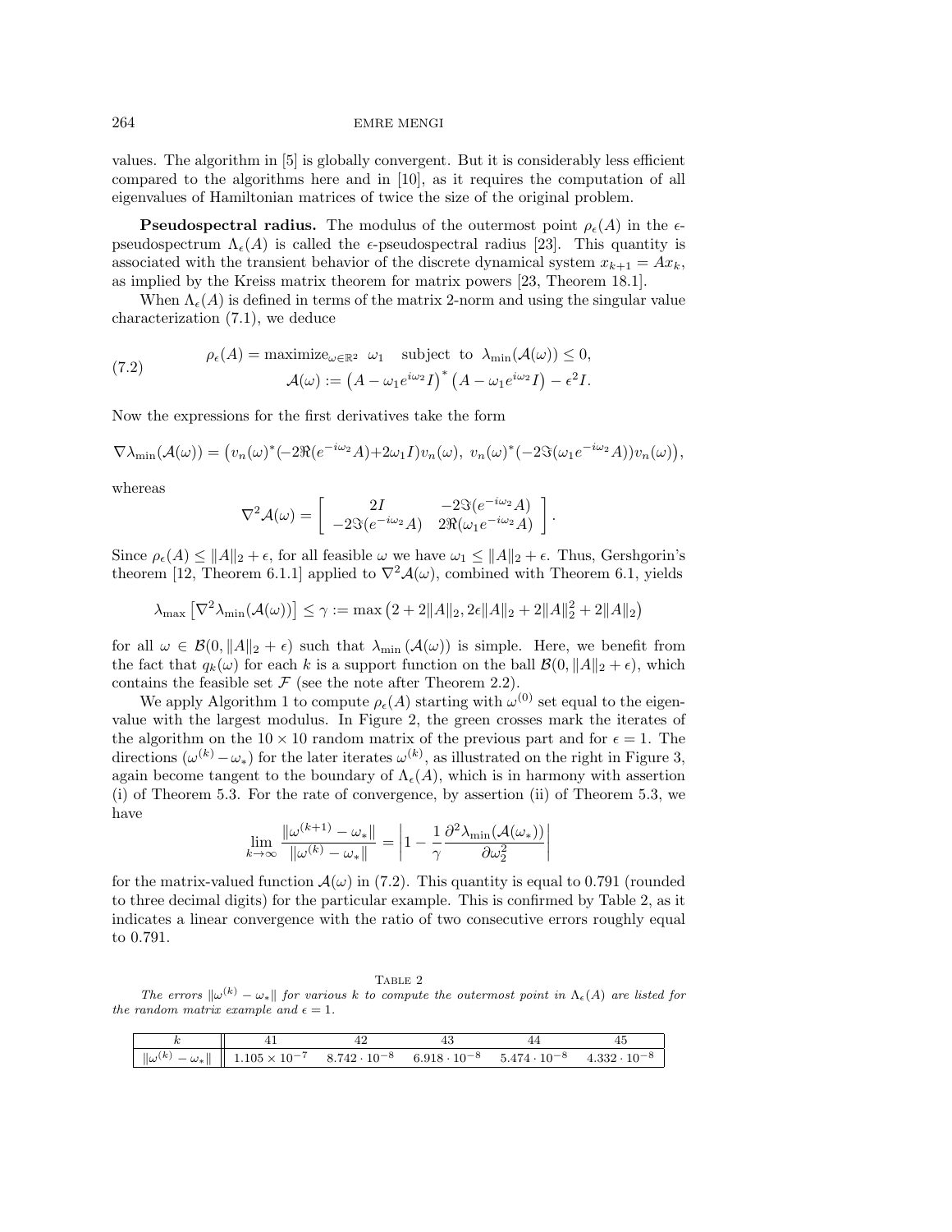values. The algorithm in [5] is globally convergent. But it is considerably less efficient compared to the algorithms here and in [10], as it requires the computation of all eigenvalues of Hamiltonian matrices of twice the size of the original problem.

**Pseudospectral radius.** The modulus of the outermost point $\rho_\epsilon(A)$ in the $\epsilon$-pseudospectrum $\Lambda_\epsilon(A)$ is called the $\epsilon$-pseudospectral radius [23]. This quantity is associated with the transient behavior of the discrete dynamical system $x_{k+1} = Ax_k$, as implied by the Kreiss matrix theorem for matrix powers [23, Theorem 18.1].

When $\Lambda_\epsilon(A)$ is defined in terms of the matrix 2-norm and using the singular value characterization (7.1), we deduce

$$
\begin{aligned}
\rho_\epsilon(A) = \text{maximize}_{\omega \in \mathbb{R}^2} \;\; \omega_1 \quad \text{subject to} \;\; \lambda_{\min}(\mathcal{A}(\omega)) \leq 0, \\
\mathcal{A}(\omega) := \left(A - \omega_1 e^{i\omega_2} I\right)^* \left(A - \omega_1 e^{i\omega_2} I\right) - \epsilon^2 I.
\end{aligned}
\tag{7.2}
$$

Now the expressions for the first derivatives take the form

$$
\nabla \lambda_{\min}(\mathcal{A}(\omega)) = \left( v_n(\omega)^* (-2\Re(e^{-i\omega_2}A) + 2\omega_1 I) v_n(\omega),\; v_n(\omega)^* (-2\Im(\omega_1 e^{-i\omega_2}A)) v_n(\omega) \right),
$$

whereas

$$
\nabla^2 \mathcal{A}(\omega) = \left[ \begin{array}{cc} 2I & -2\Im(e^{-i\omega_2}A) \\ -2\Im(e^{-i\omega_2}A) & 2\Re(\omega_1 e^{-i\omega_2}A) \end{array} \right].
$$

Since $\rho_\epsilon(A) \leq \|A\|_2 + \epsilon$, for all feasible $\omega$ we have $\omega_1 \leq \|A\|_2 + \epsilon$. Thus, Gershgorin's theorem [12, Theorem 6.1.1] applied to $\nabla^2 \mathcal{A}(\omega)$, combined with Theorem 6.1, yields

$$
\lambda_{\max}\left[\nabla^2 \lambda_{\min}(\mathcal{A}(\omega))\right] \leq \gamma := \max\left(2 + 2\|A\|_2, 2\epsilon\|A\|_2 + 2\|A\|_2^2 + 2\|A\|_2\right)
$$

for all $\omega \in \mathcal{B}(0, \|A\|_2 + \epsilon)$ such that $\lambda_{\min}(\mathcal{A}(\omega))$ is simple. Here, we benefit from the fact that $q_k(\omega)$ for each $k$ is a support function on the ball $\mathcal{B}(0, \|A\|_2 + \epsilon)$, which contains the feasible set $\mathcal{F}$ (see the note after Theorem 2.2).

We apply Algorithm 1 to compute $\rho_\epsilon(A)$ starting with $\omega^{(0)}$ set equal to the eigenvalue with the largest modulus. In Figure 2, the green crosses mark the iterates of the algorithm on the $10 \times 10$ random matrix of the previous part and for $\epsilon = 1$. The directions $(\omega^{(k)} - \omega_*)$ for the later iterates $\omega^{(k)}$, as illustrated on the right in Figure 3, again become tangent to the boundary of $\Lambda_\epsilon(A)$, which is in harmony with assertion (i) of Theorem 5.3. For the rate of convergence, by assertion (ii) of Theorem 5.3, we have

$$
\lim_{k \to \infty} \frac{\|\omega^{(k+1)} - \omega_*\|}{\|\omega^{(k)} - \omega_*\|} = \left| 1 - \frac{1}{\gamma} \frac{\partial^2 \lambda_{\min}(\mathcal{A}(\omega_*))}{\partial \omega_2^2} \right|
$$

for the matrix-valued function $\mathcal{A}(\omega)$ in (7.2). This quantity is equal to 0.791 (rounded to three decimal digits) for the particular example. This is confirmed by Table 2, as it indicates a linear convergence with the ratio of two consecutive errors roughly equal to 0.791.

Table 2

*The errors $\|\omega^{(k)} - \omega_*\|$ for various $k$ to compute the outermost point in $\Lambda_\epsilon(A)$ are listed for the random matrix example and $\epsilon = 1$.*

| $k$ | 41 | 42 | 43 | 44 | 45 |
|---|---|---|---|---|---|
| $\|\omega^{(k)} - \omega_*\|$ | $1.105 \times 10^{-7}$ | $8.742 \cdot 10^{-8}$ | $6.918 \cdot 10^{-8}$ | $5.474 \cdot 10^{-8}$ | $4.332 \cdot 10^{-8}$ |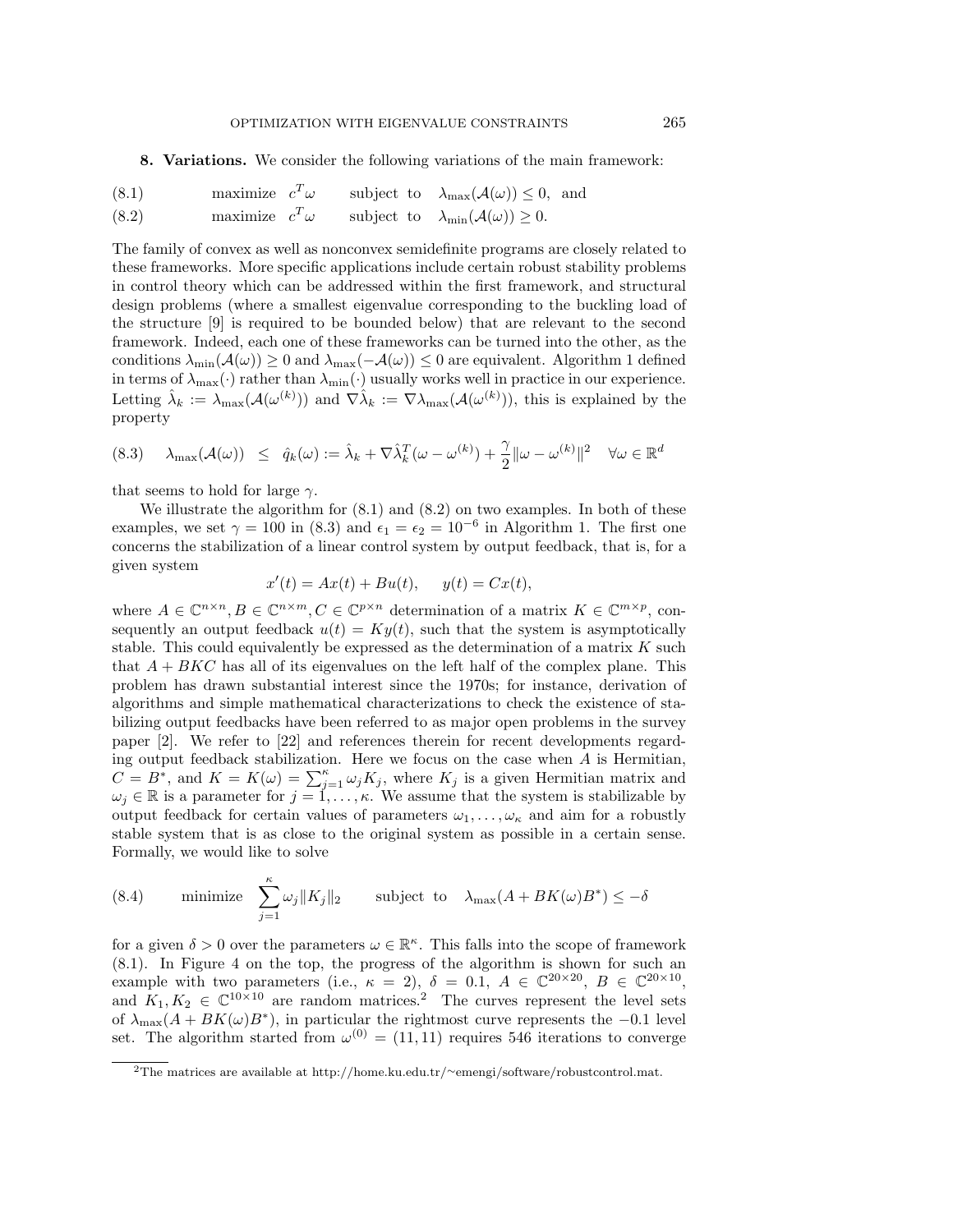**8. Variations.** We consider the following variations of the main framework:

$$\text{(8.1)} \qquad \text{maximize} \quad c^T\omega \qquad \text{subject to} \quad \lambda_{\max}(\mathcal{A}(\omega)) \leq 0, \quad \text{and}$$

$$\text{(8.2)} \qquad \text{maximize} \quad c^T\omega \qquad \text{subject to} \quad \lambda_{\min}(\mathcal{A}(\omega)) \geq 0.$$

The family of convex as well as nonconvex semidefinite programs are closely related to these frameworks. More specific applications include certain robust stability problems in control theory which can be addressed within the first framework, and structural design problems (where a smallest eigenvalue corresponding to the buckling load of the structure [9] is required to be bounded below) that are relevant to the second framework. Indeed, each one of these frameworks can be turned into the other, as the conditions $\lambda_{\min}(\mathcal{A}(\omega)) \geq 0$ and $\lambda_{\max}(-\mathcal{A}(\omega)) \leq 0$ are equivalent. Algorithm 1 defined in terms of $\lambda_{\max}(\cdot)$ rather than $\lambda_{\min}(\cdot)$ usually works well in practice in our experience. Letting $\hat{\lambda}_k := \lambda_{\max}(\mathcal{A}(\omega^{(k)}))$ and $\nabla\hat{\lambda}_k := \nabla\lambda_{\max}(\mathcal{A}(\omega^{(k)}))$, this is explained by the property

$$\text{(8.3)} \qquad \lambda_{\max}(\mathcal{A}(\omega)) \quad \leq \quad \hat{q}_k(\omega) := \hat{\lambda}_k + \nabla\hat{\lambda}_k^T(\omega - \omega^{(k)}) + \frac{\gamma}{2}\|\omega - \omega^{(k)}\|^2 \quad \forall \omega \in \mathbb{R}^d$$

that seems to hold for large $\gamma$.

We illustrate the algorithm for (8.1) and (8.2) on two examples. In both of these examples, we set $\gamma = 100$ in (8.3) and $\epsilon_1 = \epsilon_2 = 10^{-6}$ in Algorithm 1. The first one concerns the stabilization of a linear control system by output feedback, that is, for a given system

$$x'(t) = Ax(t) + Bu(t), \qquad y(t) = Cx(t),$$

where $A \in \mathbb{C}^{n\times n}, B \in \mathbb{C}^{n\times m}, C \in \mathbb{C}^{p\times n}$ determination of a matrix $K \in \mathbb{C}^{m\times p}$, consequently an output feedback $u(t) = Ky(t)$, such that the system is asymptotically stable. This could equivalently be expressed as the determination of a matrix $K$ such that $A + BKC$ has all of its eigenvalues on the left half of the complex plane. This problem has drawn substantial interest since the 1970s; for instance, derivation of algorithms and simple mathematical characterizations to check the existence of stabilizing output feedbacks have been referred to as major open problems in the survey paper [2]. We refer to [22] and references therein for recent developments regarding output feedback stabilization. Here we focus on the case when $A$ is Hermitian, $C = B^*$, and $K = K(\omega) = \sum_{j=1}^{\kappa}\omega_j K_j$, where $K_j$ is a given Hermitian matrix and $\omega_j \in \mathbb{R}$ is a parameter for $j = 1, \dots, \kappa$. We assume that the system is stabilizable by output feedback for certain values of parameters $\omega_1, \dots, \omega_\kappa$ and aim for a robustly stable system that is as close to the original system as possible in a certain sense. Formally, we would like to solve

$$\text{(8.4)} \qquad \text{minimize} \quad \sum_{j=1}^{\kappa}\omega_j\|K_j\|_2 \qquad \text{subject to} \quad \lambda_{\max}(A + BK(\omega)B^*) \leq -\delta$$

for a given $\delta > 0$ over the parameters $\omega \in \mathbb{R}^\kappa$. This falls into the scope of framework (8.1). In Figure 4 on the top, the progress of the algorithm is shown for such an example with two parameters (i.e., $\kappa = 2$), $\delta = 0.1$, $A \in \mathbb{C}^{20\times 20}$, $B \in \mathbb{C}^{20\times 10}$, and $K_1, K_2 \in \mathbb{C}^{10\times 10}$ are random matrices.[2] The curves represent the level sets of $\lambda_{\max}(A + BK(\omega)B^*)$, in particular the rightmost curve represents the $-0.1$ level set. The algorithm started from $\omega^{(0)} = (11, 11)$ requires 546 iterations to converge

[2] The matrices are available at http://home.ku.edu.tr/~emengi/software/robustcontrol.mat.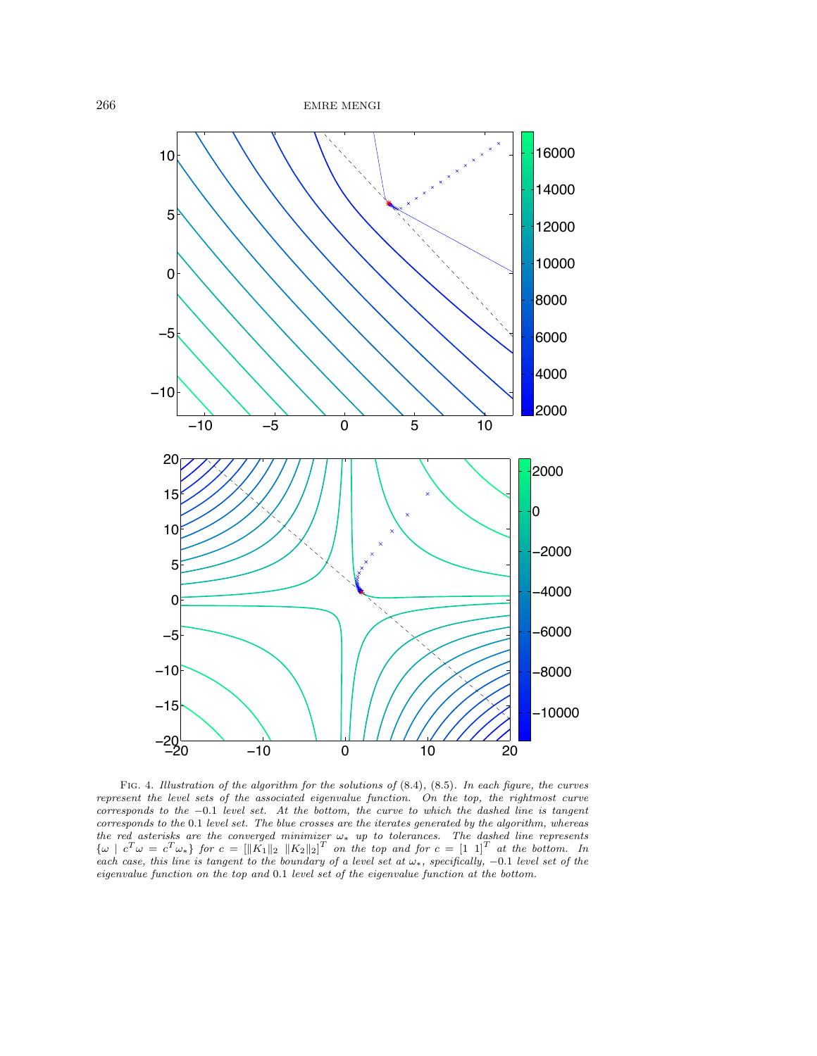10

5

0

−5

−10

−10 −5 0 5 10

16000

14000

12000

10000

8000

6000

4000

2000

20

15

10

5

0

−5

−10

−15

−20

−20 −10 0 10 20

2000

0

−2000

−4000

−6000

−8000

−10000

Fig. 4. *Illustration of the algorithm for the solutions of* (8.4), (8.5). *In each figure, the curves represent the level sets of the associated eigenvalue function. On the top, the rightmost curve corresponds to the* $-0.1$ *level set. At the bottom, the curve to which the dashed line is tangent corresponds to the* $0.1$ *level set. The blue crosses are the iterates generated by the algorithm, whereas the red asterisks are the converged minimizer* $\omega_*$ *up to tolerances. The dashed line represents* $\{\omega \mid c^T\omega = c^T\omega_*\}$ *for* $c = [\|K_1\|_2 \;\; \|K_2\|_2]^T$ *on the top and for* $c = [1 \;\; 1]^T$ *at the bottom. In each case, this line is tangent to the boundary of a level set at* $\omega_*$*, specifically,* $-0.1$ *level set of the eigenvalue function on the top and* $0.1$ *level set of the eigenvalue function at the bottom.*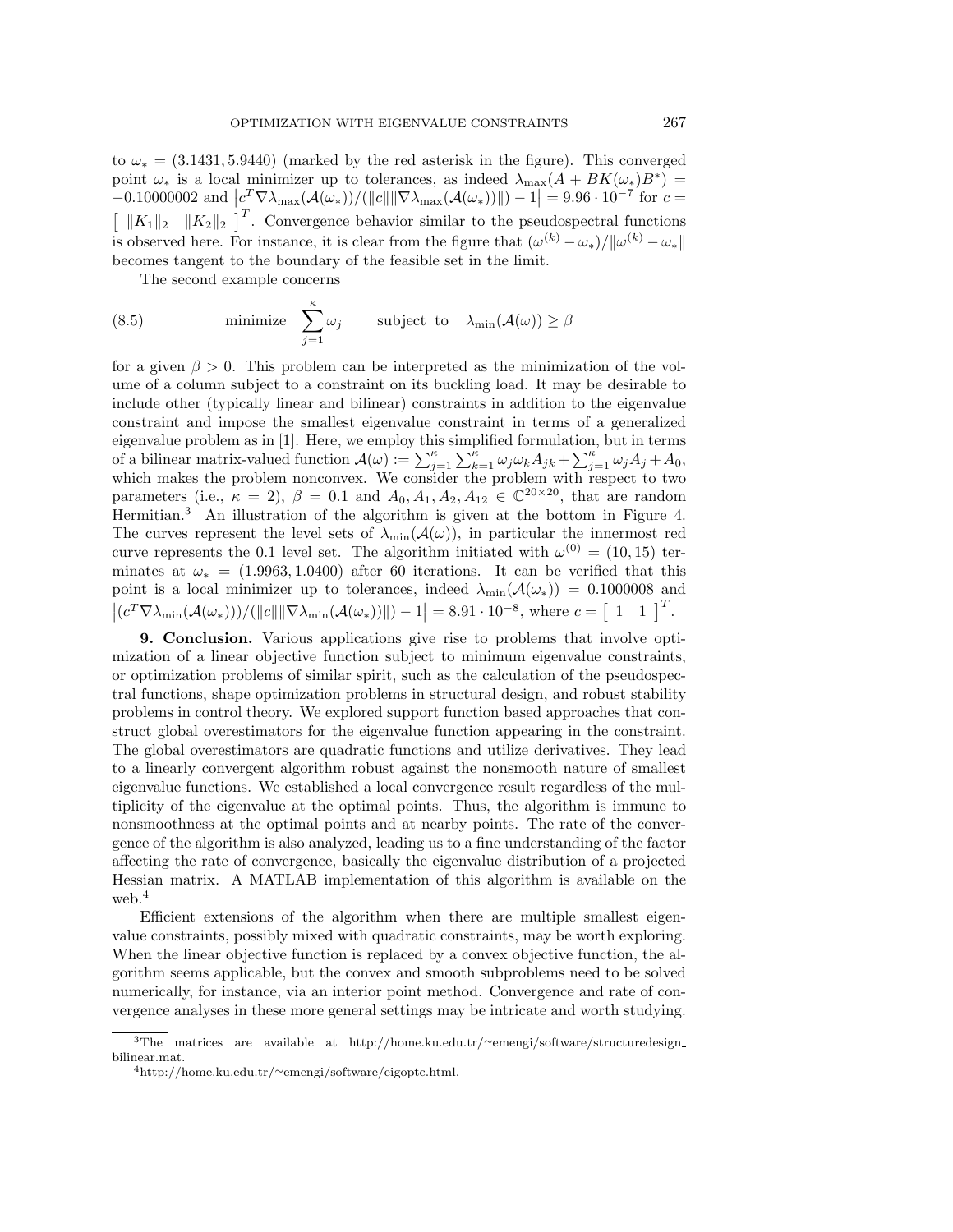to $\omega_* = (3.1431, 5.9440)$ (marked by the red asterisk in the figure). This converged point $\omega_*$ is a local minimizer up to tolerances, as indeed $\lambda_{\max}(A + BK(\omega_*)B^*) = -0.10000002$ and $\left|c^T \nabla \lambda_{\max}(\mathcal{A}(\omega_*))/(\|c\| \|\nabla \lambda_{\max}(\mathcal{A}(\omega_*))\|) - 1\right| = 9.96 \cdot 10^{-7}$ for $c = \begin{bmatrix} \|K_1\|_2 & \|K_2\|_2 \end{bmatrix}^T$. Convergence behavior similar to the pseudospectral functions is observed here. For instance, it is clear from the figure that $(\omega^{(k)} - \omega_*)/\|\omega^{(k)} - \omega_*\|$ becomes tangent to the boundary of the feasible set in the limit.

The second example concerns

$$\text{(8.5)} \qquad \text{minimize} \quad \sum_{j=1}^{\kappa} \omega_j \qquad \text{subject to} \quad \lambda_{\min}(\mathcal{A}(\omega)) \geq \beta$$

for a given $\beta > 0$. This problem can be interpreted as the minimization of the volume of a column subject to a constraint on its buckling load. It may be desirable to include other (typically linear and bilinear) constraints in addition to the eigenvalue constraint and impose the smallest eigenvalue constraint in terms of a generalized eigenvalue problem as in [1]. Here, we employ this simplified formulation, but in terms of a bilinear matrix-valued function $\mathcal{A}(\omega) := \sum_{j=1}^{\kappa} \sum_{k=1}^{\kappa} \omega_j \omega_k A_{jk} + \sum_{j=1}^{\kappa} \omega_j A_j + A_0$, which makes the problem nonconvex. We consider the problem with respect to two parameters (i.e., $\kappa = 2$), $\beta = 0.1$ and $A_0, A_1, A_2, A_{12} \in \mathbb{C}^{20 \times 20}$, that are random Hermitian.[3] An illustration of the algorithm is given at the bottom in Figure 4. The curves represent the level sets of $\lambda_{\min}(\mathcal{A}(\omega))$, in particular the innermost red curve represents the 0.1 level set. The algorithm initiated with $\omega^{(0)} = (10, 15)$ terminates at $\omega_* = (1.9963, 1.0400)$ after 60 iterations. It can be verified that this point is a local minimizer up to tolerances, indeed $\lambda_{\min}(\mathcal{A}(\omega_*)) = 0.1000008$ and $\left|(c^T \nabla \lambda_{\min}(\mathcal{A}(\omega_*)))/(\|c\| \|\nabla \lambda_{\min}(\mathcal{A}(\omega_*))\|) - 1\right| = 8.91 \cdot 10^{-8}$, where $c = \begin{bmatrix} 1 & 1 \end{bmatrix}^T$.

**9. Conclusion.** Various applications give rise to problems that involve optimization of a linear objective function subject to minimum eigenvalue constraints, or optimization problems of similar spirit, such as the calculation of the pseudospectral functions, shape optimization problems in structural design, and robust stability problems in control theory. We explored support function based approaches that construct global overestimators for the eigenvalue function appearing in the constraint. The global overestimators are quadratic functions and utilize derivatives. They lead to a linearly convergent algorithm robust against the nonsmooth nature of smallest eigenvalue functions. We established a local convergence result regardless of the multiplicity of the eigenvalue at the optimal points. Thus, the algorithm is immune to nonsmoothness at the optimal points and at nearby points. The rate of the convergence of the algorithm is also analyzed, leading us to a fine understanding of the factor affecting the rate of convergence, basically the eigenvalue distribution of a projected Hessian matrix. A MATLAB implementation of this algorithm is available on the web.[4]

Efficient extensions of the algorithm when there are multiple smallest eigenvalue constraints, possibly mixed with quadratic constraints, may be worth exploring. When the linear objective function is replaced by a convex objective function, the algorithm seems applicable, but the convex and smooth subproblems need to be solved numerically, for instance, via an interior point method. Convergence and rate of convergence analyses in these more general settings may be intricate and worth studying.

[3] The matrices are available at http://home.ku.edu.tr/~emengi/software/structuredesign_bilinear.mat.

[4] http://home.ku.edu.tr/~emengi/software/eigoptc.html.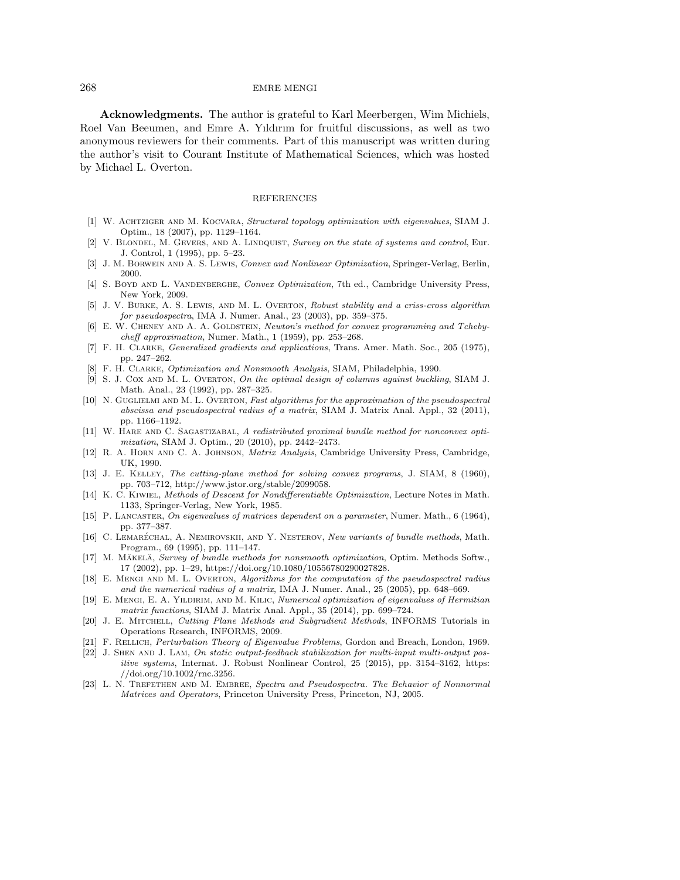**Acknowledgments.** The author is grateful to Karl Meerbergen, Wim Michiels, Roel Van Beeumen, and Emre A. Yıldırım for fruitful discussions, as well as two anonymous reviewers for their comments. Part of this manuscript was written during the author's visit to Courant Institute of Mathematical Sciences, which was hosted by Michael L. Overton.

## REFERENCES

[1] W. Achtziger and M. Kocvara, *Structural topology optimization with eigenvalues*, SIAM J. Optim., 18 (2007), pp. 1129–1164.

[2] V. Blondel, M. Gevers, and A. Lindquist, *Survey on the state of systems and control*, Eur. J. Control, 1 (1995), pp. 5–23.

[3] J. M. Borwein and A. S. Lewis, *Convex and Nonlinear Optimization*, Springer-Verlag, Berlin, 2000.

[4] S. Boyd and L. Vandenberghe, *Convex Optimization*, 7th ed., Cambridge University Press, New York, 2009.

[5] J. V. Burke, A. S. Lewis, and M. L. Overton, *Robust stability and a criss-cross algorithm for pseudospectra*, IMA J. Numer. Anal., 23 (2003), pp. 359–375.

[6] E. W. Cheney and A. A. Goldstein, *Newton's method for convex programming and Tchebycheff approximation*, Numer. Math., 1 (1959), pp. 253–268.

[7] F. H. Clarke, *Generalized gradients and applications*, Trans. Amer. Math. Soc., 205 (1975), pp. 247–262.

[8] F. H. Clarke, *Optimization and Nonsmooth Analysis*, SIAM, Philadelphia, 1990.

[9] S. J. Cox and M. L. Overton, *On the optimal design of columns against buckling*, SIAM J. Math. Anal., 23 (1992), pp. 287–325.

[10] N. Guglielmi and M. L. Overton, *Fast algorithms for the approximation of the pseudospectral abscissa and pseudospectral radius of a matrix*, SIAM J. Matrix Anal. Appl., 32 (2011), pp. 1166–1192.

[11] W. Hare and C. Sagastizabal, *A redistributed proximal bundle method for nonconvex optimization*, SIAM J. Optim., 20 (2010), pp. 2442–2473.

[12] R. A. Horn and C. A. Johnson, *Matrix Analysis*, Cambridge University Press, Cambridge, UK, 1990.

[13] J. E. Kelley, *The cutting-plane method for solving convex programs*, J. SIAM, 8 (1960), pp. 703–712, http://www.jstor.org/stable/2099058.

[14] K. C. Kiwiel, *Methods of Descent for Nondifferentiable Optimization*, Lecture Notes in Math. 1133, Springer-Verlag, New York, 1985.

[15] P. Lancaster, *On eigenvalues of matrices dependent on a parameter*, Numer. Math., 6 (1964), pp. 377–387.

[16] C. Lemaréchal, A. Nemirovskii, and Y. Nesterov, *New variants of bundle methods*, Math. Program., 69 (1995), pp. 111–147.

[17] M. Mäkelä, *Survey of bundle methods for nonsmooth optimization*, Optim. Methods Softw., 17 (2002), pp. 1–29, https://doi.org/10.1080/10556780290027828.

[18] E. Mengi and M. L. Overton, *Algorithms for the computation of the pseudospectral radius and the numerical radius of a matrix*, IMA J. Numer. Anal., 25 (2005), pp. 648–669.

[19] E. Mengi, E. A. Yildirim, and M. Kilic, *Numerical optimization of eigenvalues of Hermitian matrix functions*, SIAM J. Matrix Anal. Appl., 35 (2014), pp. 699–724.

[20] J. E. Mitchell, *Cutting Plane Methods and Subgradient Methods*, INFORMS Tutorials in Operations Research, INFORMS, 2009.

[21] F. Rellich, *Perturbation Theory of Eigenvalue Problems*, Gordon and Breach, London, 1969.

[22] J. Shen and J. Lam, *On static output-feedback stabilization for multi-input multi-output positive systems*, Internat. J. Robust Nonlinear Control, 25 (2015), pp. 3154–3162, https://doi.org/10.1002/rnc.3256.

[23] L. N. Trefethen and M. Embree, *Spectra and Pseudospectra. The Behavior of Nonnormal Matrices and Operators*, Princeton University Press, Princeton, NJ, 2005.